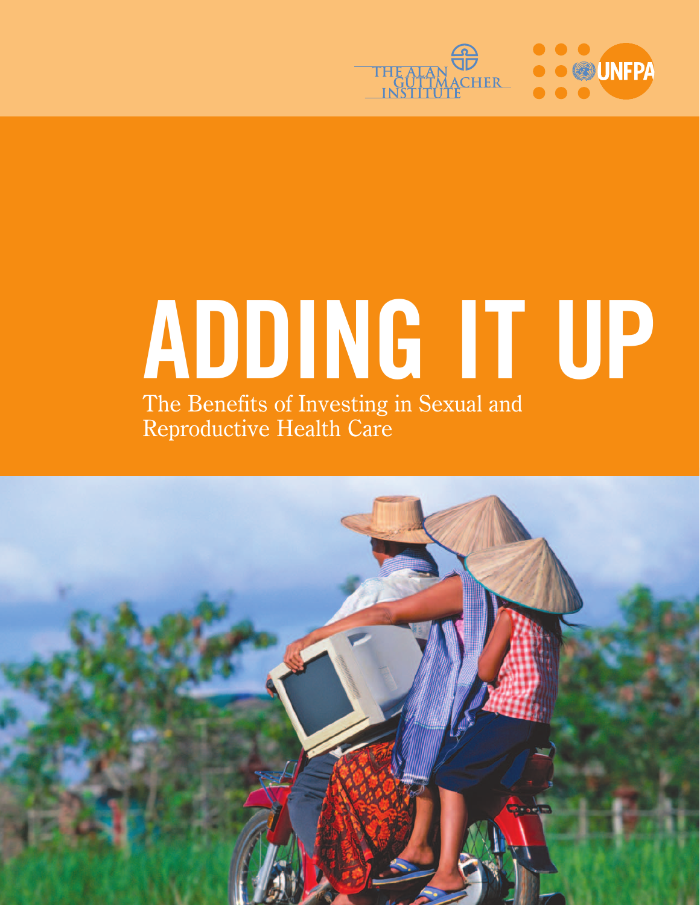THE ALAN GUTTMACHER INSTITUTE

UNFPA

# ADDING IT UP

The Benefits of Investing in Sexual and Reproductive Health Care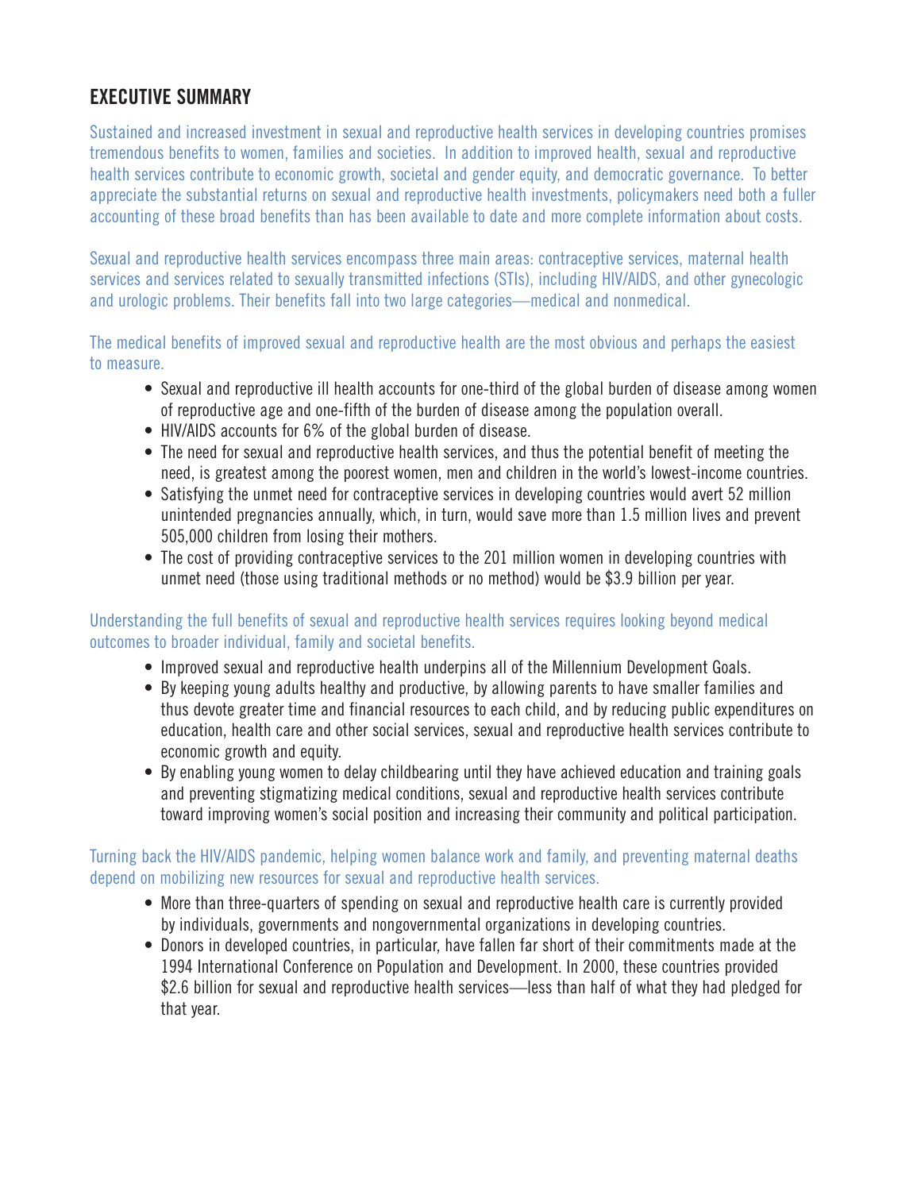## EXECUTIVE SUMMARY

Sustained and increased investment in sexual and reproductive health services in developing countries promises tremendous benefits to women, families and societies. In addition to improved health, sexual and reproductive health services contribute to economic growth, societal and gender equity, and democratic governance. To better appreciate the substantial returns on sexual and reproductive health investments, policymakers need both a fuller accounting of these broad benefits than has been available to date and more complete information about costs.

Sexual and reproductive health services encompass three main areas: contraceptive services, maternal health services and services related to sexually transmitted infections (STIs), including HIV/AIDS, and other gynecologic and urologic problems. Their benefits fall into two large categories—medical and nonmedical.

The medical benefits of improved sexual and reproductive health are the most obvious and perhaps the easiest to measure.

- Sexual and reproductive ill health accounts for one-third of the global burden of disease among women of reproductive age and one-fifth of the burden of disease among the population overall.
- HIV/AIDS accounts for 6% of the global burden of disease.
- The need for sexual and reproductive health services, and thus the potential benefit of meeting the need, is greatest among the poorest women, men and children in the world's lowest-income countries.
- Satisfying the unmet need for contraceptive services in developing countries would avert 52 million unintended pregnancies annually, which, in turn, would save more than 1.5 million lives and prevent 505,000 children from losing their mothers.
- The cost of providing contraceptive services to the 201 million women in developing countries with unmet need (those using traditional methods or no method) would be $3.9 billion per year.

Understanding the full benefits of sexual and reproductive health services requires looking beyond medical outcomes to broader individual, family and societal benefits.

- Improved sexual and reproductive health underpins all of the Millennium Development Goals.
- By keeping young adults healthy and productive, by allowing parents to have smaller families and thus devote greater time and financial resources to each child, and by reducing public expenditures on education, health care and other social services, sexual and reproductive health services contribute to economic growth and equity.
- By enabling young women to delay childbearing until they have achieved education and training goals and preventing stigmatizing medical conditions, sexual and reproductive health services contribute toward improving women's social position and increasing their community and political participation.

Turning back the HIV/AIDS pandemic, helping women balance work and family, and preventing maternal deaths depend on mobilizing new resources for sexual and reproductive health services.

- More than three-quarters of spending on sexual and reproductive health care is currently provided by individuals, governments and nongovernmental organizations in developing countries.
- Donors in developed countries, in particular, have fallen far short of their commitments made at the 1994 International Conference on Population and Development. In 2000, these countries provided $2.6 billion for sexual and reproductive health services—less than half of what they had pledged for that year.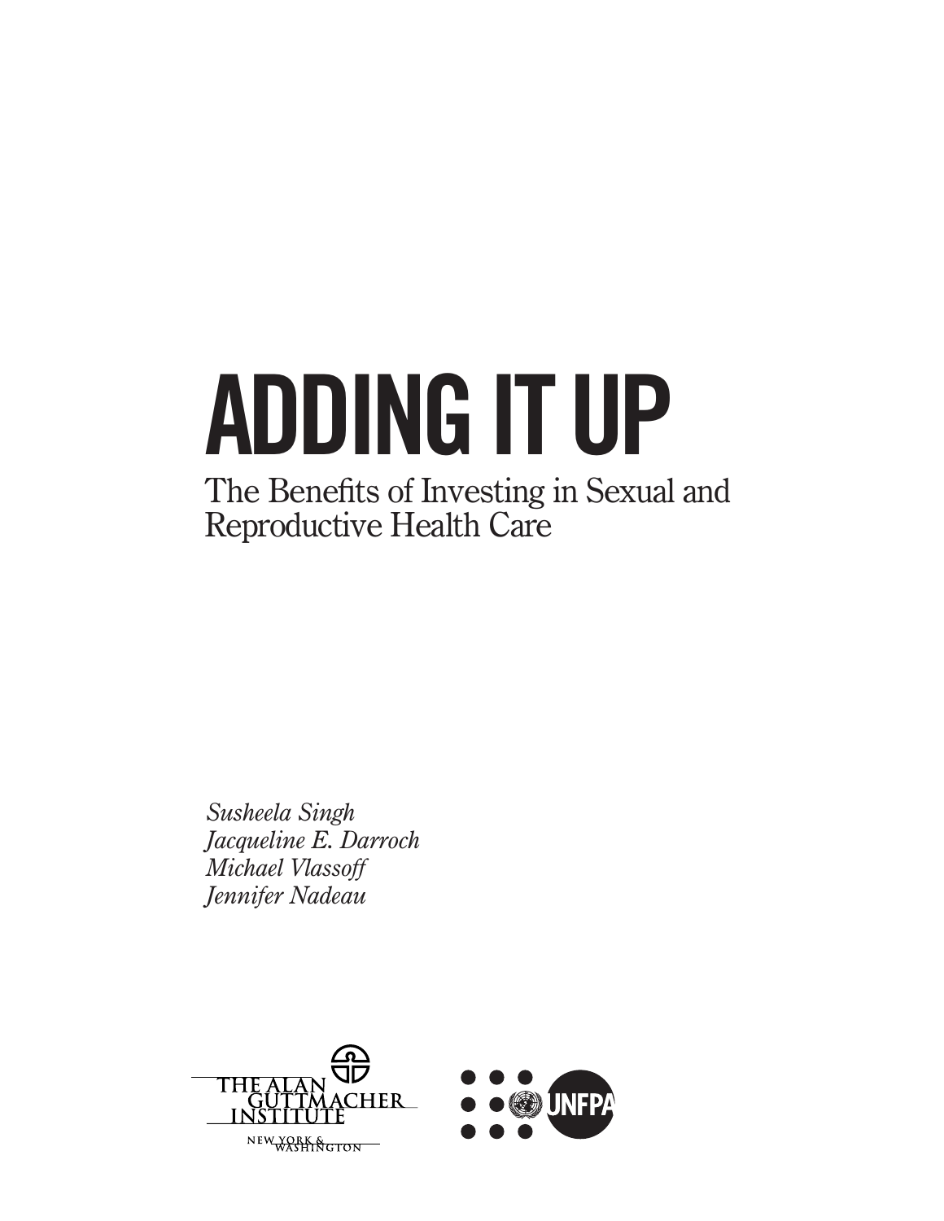# ADDING IT UP

## The Benefits of Investing in Sexual and Reproductive Health Care

*Susheela Singh*
*Jacqueline E. Darroch*
*Michael Vlassoff*
*Jennifer Nadeau*

THE ALAN GUTTMACHER INSTITUTE

NEW YORK & WASHINGTON

UNFPA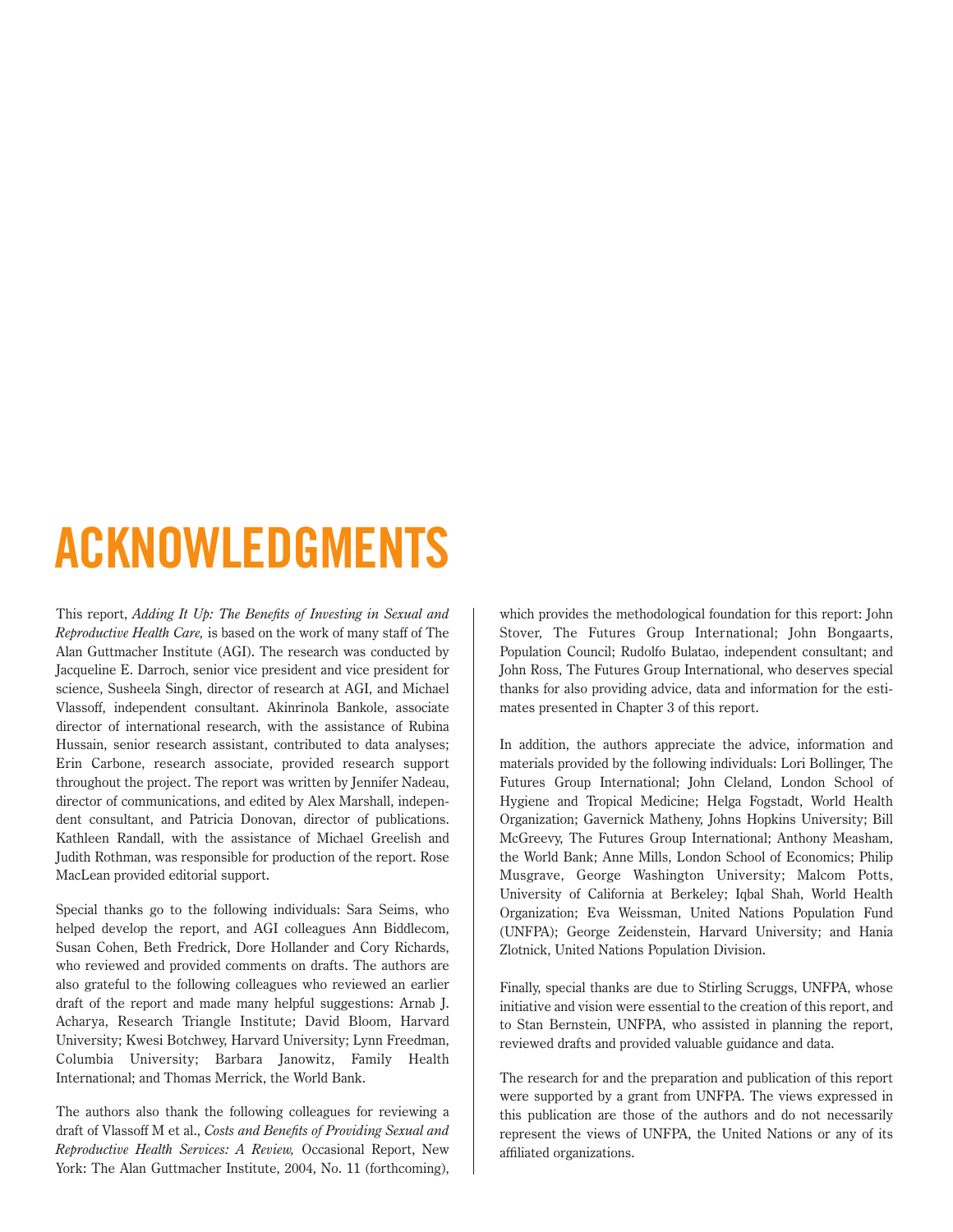# ACKNOWLEDGMENTS

This report, *Adding It Up: The Benefits of Investing in Sexual and Reproductive Health Care,* is based on the work of many staff of The Alan Guttmacher Institute (AGI). The research was conducted by Jacqueline E. Darroch, senior vice president and vice president for science, Susheela Singh, director of research at AGI, and Michael Vlassoff, independent consultant. Akinrinola Bankole, associate director of international research, with the assistance of Rubina Hussain, senior research assistant, contributed to data analyses; Erin Carbone, research associate, provided research support throughout the project. The report was written by Jennifer Nadeau, director of communications, and edited by Alex Marshall, independent consultant, and Patricia Donovan, director of publications. Kathleen Randall, with the assistance of Michael Greelish and Judith Rothman, was responsible for production of the report. Rose MacLean provided editorial support.

Special thanks go to the following individuals: Sara Seims, who helped develop the report, and AGI colleagues Ann Biddlecom, Susan Cohen, Beth Fredrick, Dore Hollander and Cory Richards, who reviewed and provided comments on drafts. The authors are also grateful to the following colleagues who reviewed an earlier draft of the report and made many helpful suggestions: Arnab J. Acharya, Research Triangle Institute; David Bloom, Harvard University; Kwesi Botchwey, Harvard University; Lynn Freedman, Columbia University; Barbara Janowitz, Family Health International; and Thomas Merrick, the World Bank.

The authors also thank the following colleagues for reviewing a draft of Vlassoff M et al., *Costs and Benefits of Providing Sexual and Reproductive Health Services: A Review,* Occasional Report, New York: The Alan Guttmacher Institute, 2004, No. 11 (forthcoming), which provides the methodological foundation for this report: John Stover, The Futures Group International; John Bongaarts, Population Council; Rudolfo Bulatao, independent consultant; and John Ross, The Futures Group International, who deserves special thanks for also providing advice, data and information for the estimates presented in Chapter 3 of this report.

In addition, the authors appreciate the advice, information and materials provided by the following individuals: Lori Bollinger, The Futures Group International; John Cleland, London School of Hygiene and Tropical Medicine; Helga Fogstadt, World Health Organization; Gavernick Matheny, Johns Hopkins University; Bill McGreevy, The Futures Group International; Anthony Measham, the World Bank; Anne Mills, London School of Economics; Philip Musgrave, George Washington University; Malcom Potts, University of California at Berkeley; Iqbal Shah, World Health Organization; Eva Weissman, United Nations Population Fund (UNFPA); George Zeidenstein, Harvard University; and Hania Zlotnick, United Nations Population Division.

Finally, special thanks are due to Stirling Scruggs, UNFPA, whose initiative and vision were essential to the creation of this report, and to Stan Bernstein, UNFPA, who assisted in planning the report, reviewed drafts and provided valuable guidance and data.

The research for and the preparation and publication of this report were supported by a grant from UNFPA. The views expressed in this publication are those of the authors and do not necessarily represent the views of UNFPA, the United Nations or any of its affiliated organizations.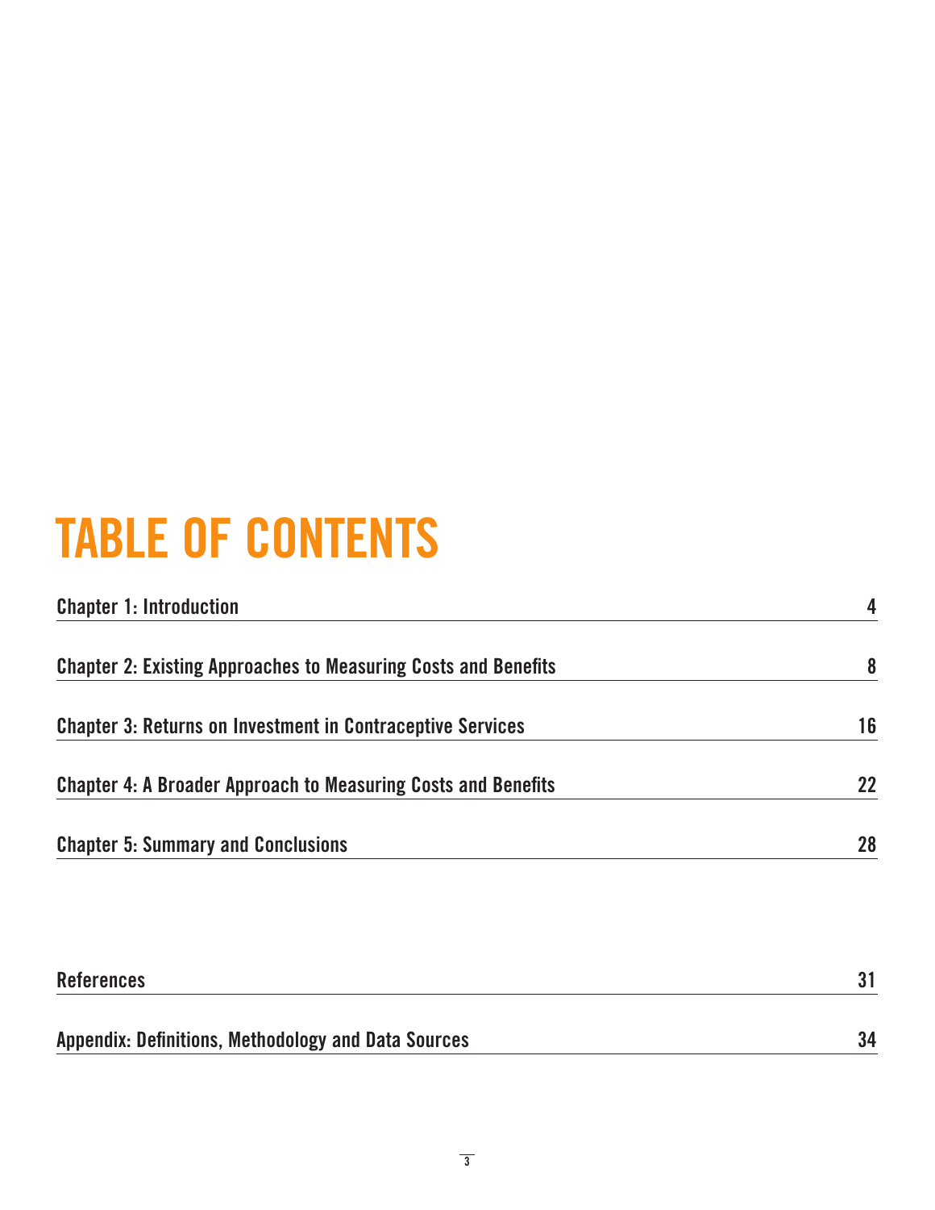# TABLE OF CONTENTS

| | |
|---|---|
| Chapter 1: Introduction | 4 |
| Chapter 2: Existing Approaches to Measuring Costs and Benefits | 8 |
| Chapter 3: Returns on Investment in Contraceptive Services | 16 |
| Chapter 4: A Broader Approach to Measuring Costs and Benefits | 22 |
| Chapter 5: Summary and Conclusions | 28 |
| References | 31 |
| Appendix: Definitions, Methodology and Data Sources | 34 |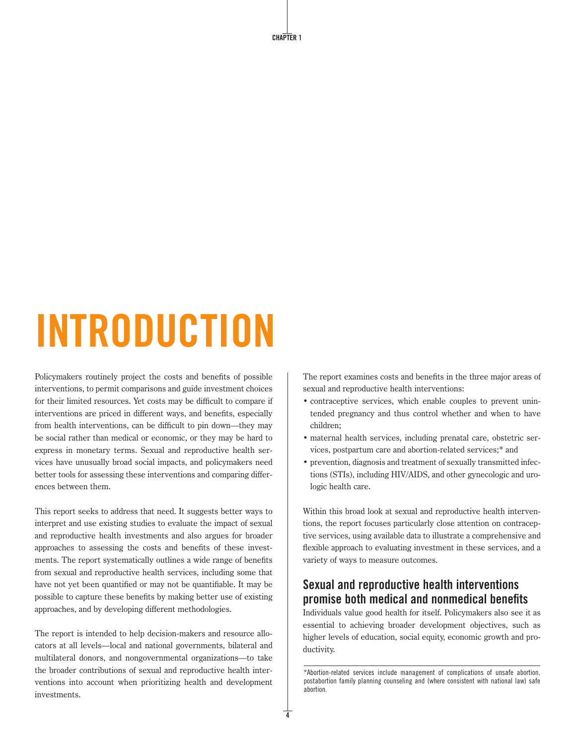CHAPTER 1

# INTRODUCTION

Policymakers routinely project the costs and benefits of possible interventions, to permit comparisons and guide investment choices for their limited resources. Yet costs may be difficult to compare if interventions are priced in different ways, and benefits, especially from health interventions, can be difficult to pin down—they may be social rather than medical or economic, or they may be hard to express in monetary terms. Sexual and reproductive health services have unusually broad social impacts, and policymakers need better tools for assessing these interventions and comparing differences between them.

This report seeks to address that need. It suggests better ways to interpret and use existing studies to evaluate the impact of sexual and reproductive health investments and also argues for broader approaches to assessing the costs and benefits of these investments. The report systematically outlines a wide range of benefits from sexual and reproductive health services, including some that have not yet been quantified or may not be quantifiable. It may be possible to capture these benefits by making better use of existing approaches, and by developing different methodologies.

The report is intended to help decision-makers and resource allocators at all levels—local and national governments, bilateral and multilateral donors, and nongovernmental organizations—to take the broader contributions of sexual and reproductive health interventions into account when prioritizing health and development investments.

The report examines costs and benefits in the three major areas of sexual and reproductive health interventions:

- contraceptive services, which enable couples to prevent unintended pregnancy and thus control whether and when to have children;
- maternal health services, including prenatal care, obstetric services, postpartum care and abortion-related services;* and
- prevention, diagnosis and treatment of sexually transmitted infections (STIs), including HIV/AIDS, and other gynecologic and urologic health care.

Within this broad look at sexual and reproductive health interventions, the report focuses particularly close attention on contraceptive services, using available data to illustrate a comprehensive and flexible approach to evaluating investment in these services, and a variety of ways to measure outcomes.

## Sexual and reproductive health interventions promise both medical and nonmedical benefits

Individuals value good health for itself. Policymakers also see it as essential to achieving broader development objectives, such as higher levels of education, social equity, economic growth and productivity.

*Abortion-related services include management of complications of unsafe abortion, postabortion family planning counseling and (where consistent with national law) safe abortion.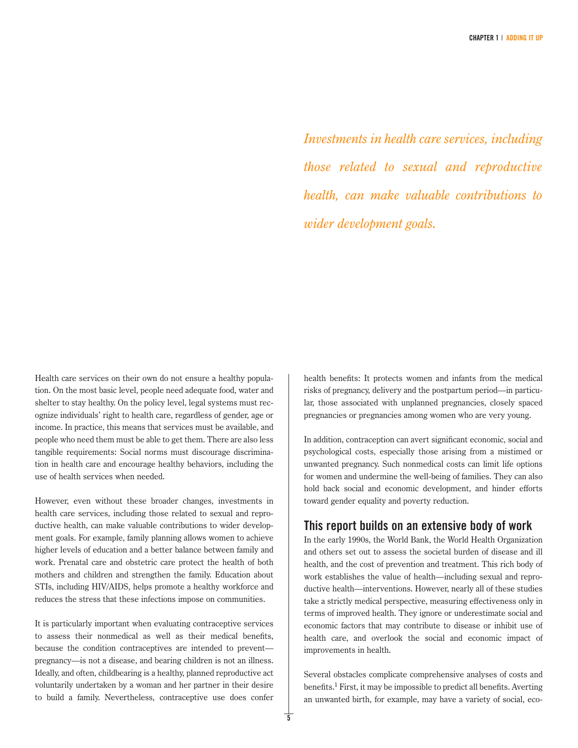*Investments in health care services, including those related to sexual and reproductive health, can make valuable contributions to wider development goals.*

Health care services on their own do not ensure a healthy population. On the most basic level, people need adequate food, water and shelter to stay healthy. On the policy level, legal systems must recognize individuals' right to health care, regardless of gender, age or income. In practice, this means that services must be available, and people who need them must be able to get them. There are also less tangible requirements: Social norms must discourage discrimination in health care and encourage healthy behaviors, including the use of health services when needed.

However, even without these broader changes, investments in health care services, including those related to sexual and reproductive health, can make valuable contributions to wider development goals. For example, family planning allows women to achieve higher levels of education and a better balance between family and work. Prenatal care and obstetric care protect the health of both mothers and children and strengthen the family. Education about STIs, including HIV/AIDS, helps promote a healthy workforce and reduces the stress that these infections impose on communities.

It is particularly important when evaluating contraceptive services to assess their nonmedical as well as their medical benefits, because the condition contraceptives are intended to prevent—pregnancy—is not a disease, and bearing children is not an illness. Ideally, and often, childbearing is a healthy, planned reproductive act voluntarily undertaken by a woman and her partner in their desire to build a family. Nevertheless, contraceptive use does confer health benefits: It protects women and infants from the medical risks of pregnancy, delivery and the postpartum period—in particular, those associated with unplanned pregnancies, closely spaced pregnancies or pregnancies among women who are very young.

In addition, contraception can avert significant economic, social and psychological costs, especially those arising from a mistimed or unwanted pregnancy. Such nonmedical costs can limit life options for women and undermine the well-being of families. They can also hold back social and economic development, and hinder efforts toward gender equality and poverty reduction.

## This report builds on an extensive body of work

In the early 1990s, the World Bank, the World Health Organization and others set out to assess the societal burden of disease and ill health, and the cost of prevention and treatment. This rich body of work establishes the value of health—including sexual and reproductive health—interventions. However, nearly all of these studies take a strictly medical perspective, measuring effectiveness only in terms of improved health. They ignore or underestimate social and economic factors that may contribute to disease or inhibit use of health care, and overlook the social and economic impact of improvements in health.

Several obstacles complicate comprehensive analyses of costs and benefits.[1] First, it may be impossible to predict all benefits. Averting an unwanted birth, for example, may have a variety of social, eco-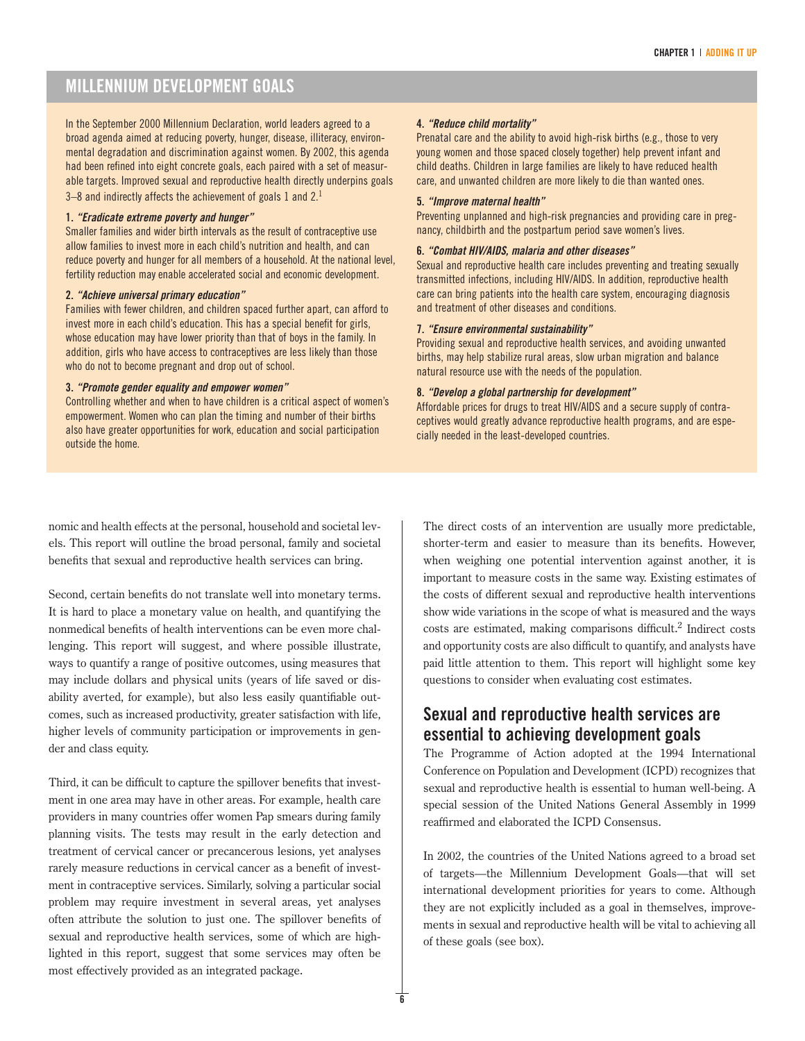## MILLENNIUM DEVELOPMENT GOALS

In the September 2000 Millennium Declaration, world leaders agreed to a broad agenda aimed at reducing poverty, hunger, disease, illiteracy, environmental degradation and discrimination against women. By 2002, this agenda had been refined into eight concrete goals, each paired with a set of measurable targets. Improved sexual and reproductive health directly underpins goals 3–8 and indirectly affects the achievement of goals 1 and 2.[1]

**1. *"Eradicate extreme poverty and hunger"***
Smaller families and wider birth intervals as the result of contraceptive use allow families to invest more in each child's nutrition and health, and can reduce poverty and hunger for all members of a household. At the national level, fertility reduction may enable accelerated social and economic development.

**2. *"Achieve universal primary education"***
Families with fewer children, and children spaced further apart, can afford to invest more in each child's education. This has a special benefit for girls, whose education may have lower priority than that of boys in the family. In addition, girls who have access to contraceptives are less likely than those who do not to become pregnant and drop out of school.

**3. *"Promote gender equality and empower women"***
Controlling whether and when to have children is a critical aspect of women's empowerment. Women who can plan the timing and number of their births also have greater opportunities for work, education and social participation outside the home.

**4. *"Reduce child mortality"***
Prenatal care and the ability to avoid high-risk births (e.g., those to very young women and those spaced closely together) help prevent infant and child deaths. Children in large families are likely to have reduced health care, and unwanted children are more likely to die than wanted ones.

**5. *"Improve maternal health"***
Preventing unplanned and high-risk pregnancies and providing care in pregnancy, childbirth and the postpartum period save women's lives.

**6. *"Combat HIV/AIDS, malaria and other diseases"***
Sexual and reproductive health care includes preventing and treating sexually transmitted infections, including HIV/AIDS. In addition, reproductive health care can bring patients into the health care system, encouraging diagnosis and treatment of other diseases and conditions.

**7. *"Ensure environmental sustainability"***
Providing sexual and reproductive health services, and avoiding unwanted births, may help stabilize rural areas, slow urban migration and balance natural resource use with the needs of the population.

**8. *"Develop a global partnership for development"***
Affordable prices for drugs to treat HIV/AIDS and a secure supply of contraceptives would greatly advance reproductive health programs, and are especially needed in the least-developed countries.

---

nomic and health effects at the personal, household and societal levels. This report will outline the broad personal, family and societal benefits that sexual and reproductive health services can bring.

Second, certain benefits do not translate well into monetary terms. It is hard to place a monetary value on health, and quantifying the nonmedical benefits of health interventions can be even more challenging. This report will suggest, and where possible illustrate, ways to quantify a range of positive outcomes, using measures that may include dollars and physical units (years of life saved or disability averted, for example), but also less easily quantifiable outcomes, such as increased productivity, greater satisfaction with life, higher levels of community participation or improvements in gender and class equity.

Third, it can be difficult to capture the spillover benefits that investment in one area may have in other areas. For example, health care providers in many countries offer women Pap smears during family planning visits. The tests may result in the early detection and treatment of cervical cancer or precancerous lesions, yet analyses rarely measure reductions in cervical cancer as a benefit of investment in contraceptive services. Similarly, solving a particular social problem may require investment in several areas, yet analyses often attribute the solution to just one. The spillover benefits of sexual and reproductive health services, some of which are highlighted in this report, suggest that some services may often be most effectively provided as an integrated package.

The direct costs of an intervention are usually more predictable, shorter-term and easier to measure than its benefits. However, when weighing one potential intervention against another, it is important to measure costs in the same way. Existing estimates of the costs of different sexual and reproductive health interventions show wide variations in the scope of what is measured and the ways costs are estimated, making comparisons difficult.[2] Indirect costs and opportunity costs are also difficult to quantify, and analysts have paid little attention to them. This report will highlight some key questions to consider when evaluating cost estimates.

## Sexual and reproductive health services are essential to achieving development goals

The Programme of Action adopted at the 1994 International Conference on Population and Development (ICPD) recognizes that sexual and reproductive health is essential to human well-being. A special session of the United Nations General Assembly in 1999 reaffirmed and elaborated the ICPD Consensus.

In 2002, the countries of the United Nations agreed to a broad set of targets—the Millennium Development Goals—that will set international development priorities for years to come. Although they are not explicitly included as a goal in themselves, improvements in sexual and reproductive health will be vital to achieving all of these goals (see box).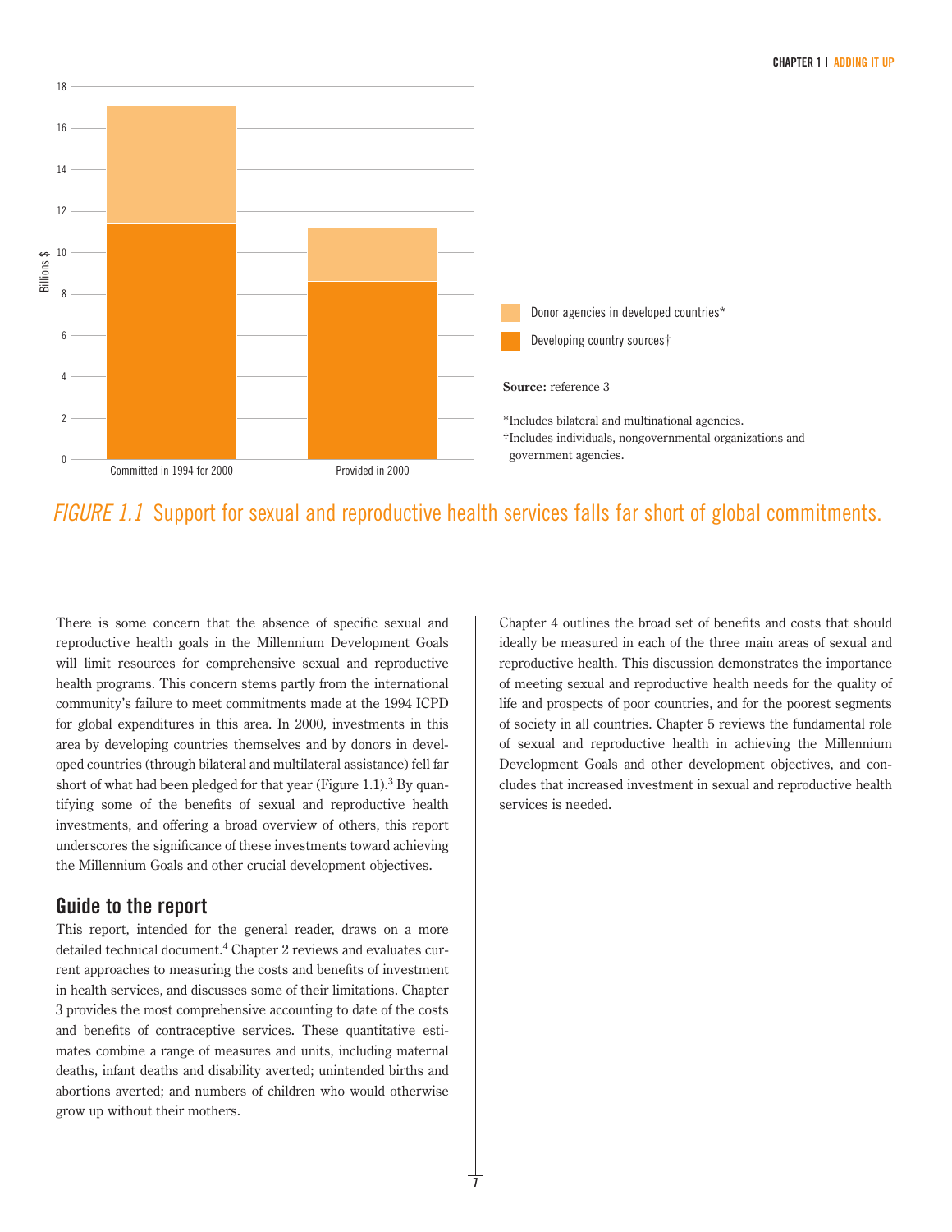Billions $

| | Committed in 1994 for 2000 | Provided in 2000 |
|---|---|---|
| Donor agencies in developed countries* | | |
| Developing country sources† | | |

Donor agencies in developed countries*

Developing country sources†

**Source:** reference 3

*Includes bilateral and multinational agencies.
†Includes individuals, nongovernmental organizations and government agencies.

*FIGURE 1.1* Support for sexual and reproductive health services falls far short of global commitments.

There is some concern that the absence of specific sexual and reproductive health goals in the Millennium Development Goals will limit resources for comprehensive sexual and reproductive health programs. This concern stems partly from the international community's failure to meet commitments made at the 1994 ICPD for global expenditures in this area. In 2000, investments in this area by developing countries themselves and by donors in developed countries (through bilateral and multilateral assistance) fell far short of what had been pledged for that year (Figure 1.1).[3] By quantifying some of the benefits of sexual and reproductive health investments, and offering a broad overview of others, this report underscores the significance of these investments toward achieving the Millennium Goals and other crucial development objectives.

## Guide to the report

This report, intended for the general reader, draws on a more detailed technical document.[4] Chapter 2 reviews and evaluates current approaches to measuring the costs and benefits of investment in health services, and discusses some of their limitations. Chapter 3 provides the most comprehensive accounting to date of the costs and benefits of contraceptive services. These quantitative estimates combine a range of measures and units, including maternal deaths, infant deaths and disability averted; unintended births and abortions averted; and numbers of children who would otherwise grow up without their mothers.

Chapter 4 outlines the broad set of benefits and costs that should ideally be measured in each of the three main areas of sexual and reproductive health. This discussion demonstrates the importance of meeting sexual and reproductive health needs for the quality of life and prospects of poor countries, and for the poorest segments of society in all countries. Chapter 5 reviews the fundamental role of sexual and reproductive health in achieving the Millennium Development Goals and other development objectives, and concludes that increased investment in sexual and reproductive health services is needed.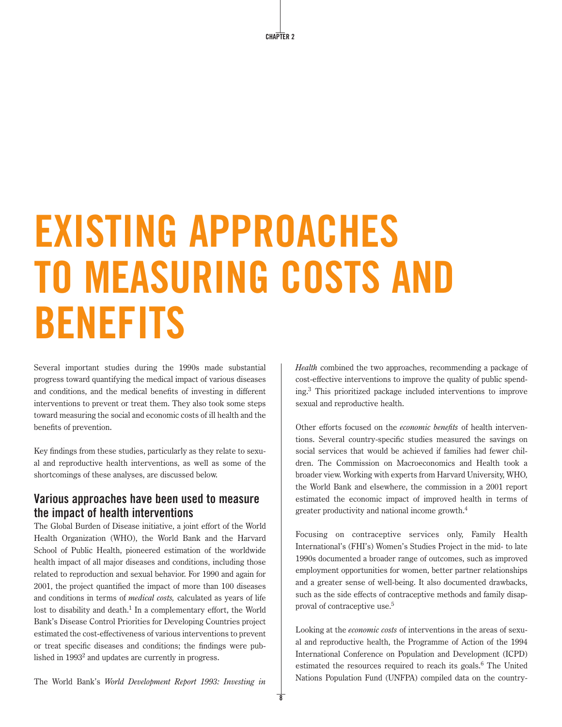# EXISTING APPROACHES TO MEASURING COSTS AND BENEFITS

Several important studies during the 1990s made substantial progress toward quantifying the medical impact of various diseases and conditions, and the medical benefits of investing in different interventions to prevent or treat them. They also took some steps toward measuring the social and economic costs of ill health and the benefits of prevention.

Key findings from these studies, particularly as they relate to sexual and reproductive health interventions, as well as some of the shortcomings of these analyses, are discussed below.

## Various approaches have been used to measure the impact of health interventions

The Global Burden of Disease initiative, a joint effort of the World Health Organization (WHO), the World Bank and the Harvard School of Public Health, pioneered estimation of the worldwide health impact of all major diseases and conditions, including those related to reproduction and sexual behavior. For 1990 and again for 2001, the project quantified the impact of more than 100 diseases and conditions in terms of *medical costs,* calculated as years of life lost to disability and death.[1] In a complementary effort, the World Bank's Disease Control Priorities for Developing Countries project estimated the cost-effectiveness of various interventions to prevent or treat specific diseases and conditions; the findings were published in 1993[2] and updates are currently in progress.

The World Bank's *World Development Report 1993: Investing in Health* combined the two approaches, recommending a package of cost-effective interventions to improve the quality of public spending.[3] This prioritized package included interventions to improve sexual and reproductive health.

Other efforts focused on the *economic benefits* of health interventions. Several country-specific studies measured the savings on social services that would be achieved if families had fewer children. The Commission on Macroeconomics and Health took a broader view. Working with experts from Harvard University, WHO, the World Bank and elsewhere, the commission in a 2001 report estimated the economic impact of improved health in terms of greater productivity and national income growth.[4]

Focusing on contraceptive services only, Family Health International's (FHI's) Women's Studies Project in the mid- to late 1990s documented a broader range of outcomes, such as improved employment opportunities for women, better partner relationships and a greater sense of well-being. It also documented drawbacks, such as the side effects of contraceptive methods and family disapproval of contraceptive use.[5]

Looking at the *economic costs* of interventions in the areas of sexual and reproductive health, the Programme of Action of the 1994 International Conference on Population and Development (ICPD) estimated the resources required to reach its goals.[6] The United Nations Population Fund (UNFPA) compiled data on the country-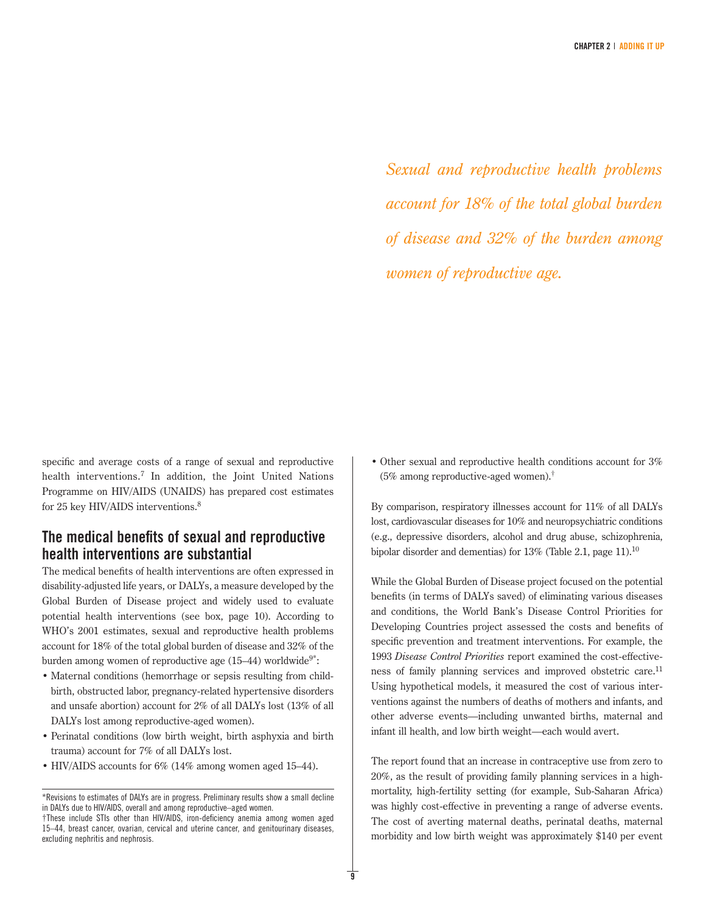*Sexual and reproductive health problems account for 18% of the total global burden of disease and 32% of the burden among women of reproductive age.*

specific and average costs of a range of sexual and reproductive health interventions.[7] In addition, the Joint United Nations Programme on HIV/AIDS (UNAIDS) has prepared cost estimates for 25 key HIV/AIDS interventions.[8]

## The medical benefits of sexual and reproductive health interventions are substantial

The medical benefits of health interventions are often expressed in disability-adjusted life years, or DALYs, a measure developed by the Global Burden of Disease project and widely used to evaluate potential health interventions (see box, page 10). According to WHO's 2001 estimates, sexual and reproductive health problems account for 18% of the total global burden of disease and 32% of the burden among women of reproductive age (15–44) worldwide[9*]:

- Maternal conditions (hemorrhage or sepsis resulting from childbirth, obstructed labor, pregnancy-related hypertensive disorders and unsafe abortion) account for 2% of all DALYs lost (13% of all DALYs lost among reproductive-aged women).
- Perinatal conditions (low birth weight, birth asphyxia and birth trauma) account for 7% of all DALYs lost.
- HIV/AIDS accounts for 6% (14% among women aged 15–44).
- Other sexual and reproductive health conditions account for 3% (5% among reproductive-aged women).[†]

By comparison, respiratory illnesses account for 11% of all DALYs lost, cardiovascular diseases for 10% and neuropsychiatric conditions (e.g., depressive disorders, alcohol and drug abuse, schizophrenia, bipolar disorder and dementias) for 13% (Table 2.1, page 11).[10]

While the Global Burden of Disease project focused on the potential benefits (in terms of DALYs saved) of eliminating various diseases and conditions, the World Bank's Disease Control Priorities for Developing Countries project assessed the costs and benefits of specific prevention and treatment interventions. For example, the 1993 *Disease Control Priorities* report examined the cost-effectiveness of family planning services and improved obstetric care.[11] Using hypothetical models, it measured the cost of various interventions against the numbers of deaths of mothers and infants, and other adverse events—including unwanted births, maternal and infant ill health, and low birth weight—each would avert.

The report found that an increase in contraceptive use from zero to 20%, as the result of providing family planning services in a high-mortality, high-fertility setting (for example, Sub-Saharan Africa) was highly cost-effective in preventing a range of adverse events. The cost of averting maternal deaths, perinatal deaths, maternal morbidity and low birth weight was approximately $140 per event

*Revisions to estimates of DALYs are in progress. Preliminary results show a small decline in DALYs due to HIV/AIDS, overall and among reproductive–aged women.

†These include STIs other than HIV/AIDS, iron-deficiency anemia among women aged 15–44, breast cancer, ovarian, cervical and uterine cancer, and genitourinary diseases, excluding nephritis and nephrosis.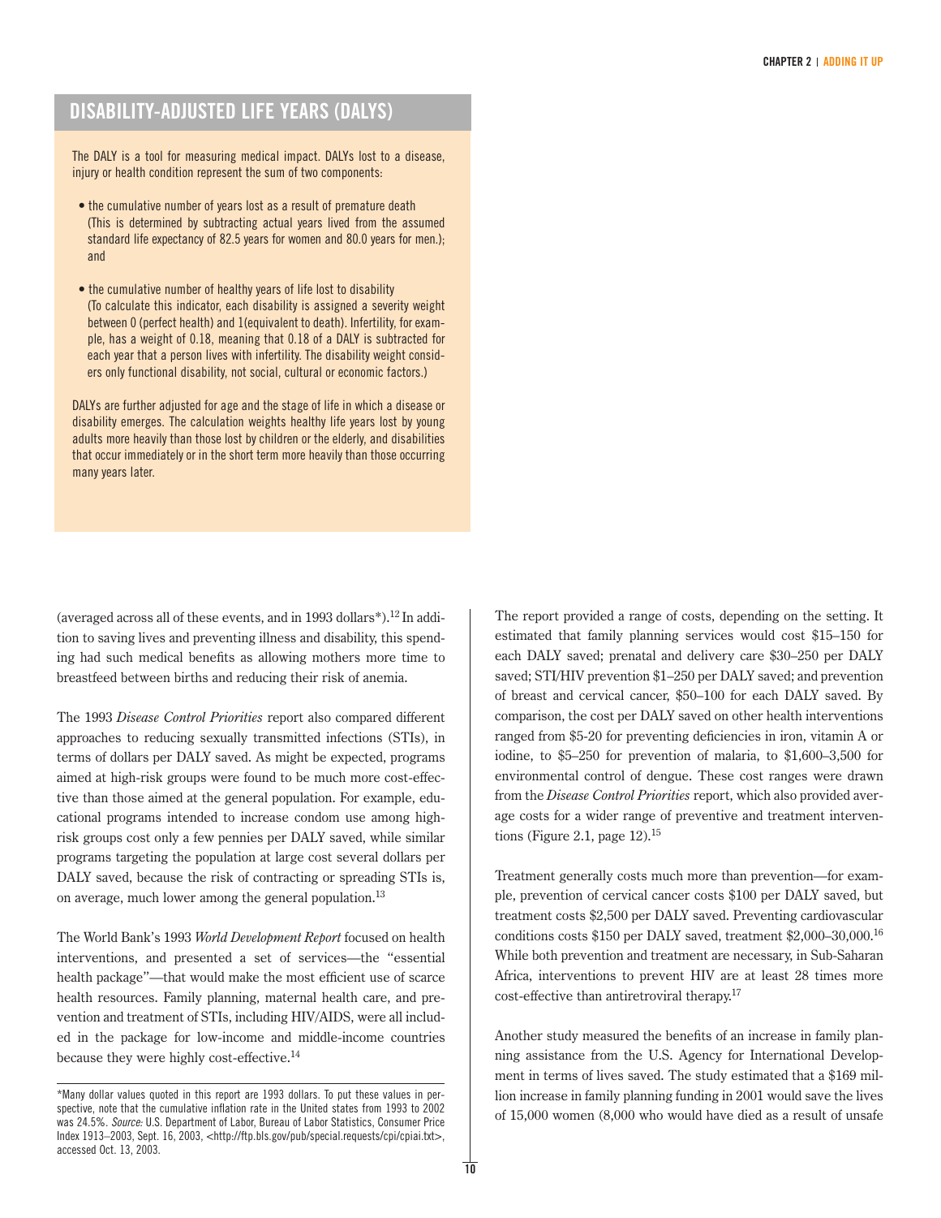## DISABILITY-ADJUSTED LIFE YEARS (DALYS)

The DALY is a tool for measuring medical impact. DALYs lost to a disease, injury or health condition represent the sum of two components:

- the cumulative number of years lost as a result of premature death (This is determined by subtracting actual years lived from the assumed standard life expectancy of 82.5 years for women and 80.0 years for men.); and
- the cumulative number of healthy years of life lost to disability (To calculate this indicator, each disability is assigned a severity weight between 0 (perfect health) and 1(equivalent to death). Infertility, for example, has a weight of 0.18, meaning that 0.18 of a DALY is subtracted for each year that a person lives with infertility. The disability weight considers only functional disability, not social, cultural or economic factors.)

DALYs are further adjusted for age and the stage of life in which a disease or disability emerges. The calculation weights healthy life years lost by young adults more heavily than those lost by children or the elderly, and disabilities that occur immediately or in the short term more heavily than those occurring many years later.

(averaged across all of these events, and in 1993 dollars*).[12] In addition to saving lives and preventing illness and disability, this spending had such medical benefits as allowing mothers more time to breastfeed between births and reducing their risk of anemia.

The 1993 *Disease Control Priorities* report also compared different approaches to reducing sexually transmitted infections (STIs), in terms of dollars per DALY saved. As might be expected, programs aimed at high-risk groups were found to be much more cost-effective than those aimed at the general population. For example, educational programs intended to increase condom use among high-risk groups cost only a few pennies per DALY saved, while similar programs targeting the population at large cost several dollars per DALY saved, because the risk of contracting or spreading STIs is, on average, much lower among the general population.[13]

The World Bank's 1993 *World Development Report* focused on health interventions, and presented a set of services—the "essential health package"—that would make the most efficient use of scarce health resources. Family planning, maternal health care, and prevention and treatment of STIs, including HIV/AIDS, were all included in the package for low-income and middle-income countries because they were highly cost-effective.[14]

The report provided a range of costs, depending on the setting. It estimated that family planning services would cost $15–150 for each DALY saved; prenatal and delivery care $30–250 per DALY saved; STI/HIV prevention $1–250 per DALY saved; and prevention of breast and cervical cancer, $50–100 for each DALY saved. By comparison, the cost per DALY saved on other health interventions ranged from $5-20 for preventing deficiencies in iron, vitamin A or iodine, to $5–250 for prevention of malaria, to $1,600–3,500 for environmental control of dengue. These cost ranges were drawn from the *Disease Control Priorities* report, which also provided average costs for a wider range of preventive and treatment interventions (Figure 2.1, page 12).[15]

Treatment generally costs much more than prevention—for example, prevention of cervical cancer costs $100 per DALY saved, but treatment costs $2,500 per DALY saved. Preventing cardiovascular conditions costs $150 per DALY saved, treatment $2,000–30,000.[16] While both prevention and treatment are necessary, in Sub-Saharan Africa, interventions to prevent HIV are at least 28 times more cost-effective than antiretroviral therapy.[17]

Another study measured the benefits of an increase in family planning assistance from the U.S. Agency for International Development in terms of lives saved. The study estimated that a $169 million increase in family planning funding in 2001 would save the lives of 15,000 women (8,000 who would have died as a result of unsafe

*Many dollar values quoted in this report are 1993 dollars. To put these values in perspective, note that the cumulative inflation rate in the United states from 1993 to 2002 was 24.5%. *Source:* U.S. Department of Labor, Bureau of Labor Statistics, Consumer Price Index 1913–2003, Sept. 16, 2003, <http://ftp.bls.gov/pub/special.requests/cpi/cpiai.txt>, accessed Oct. 13, 2003.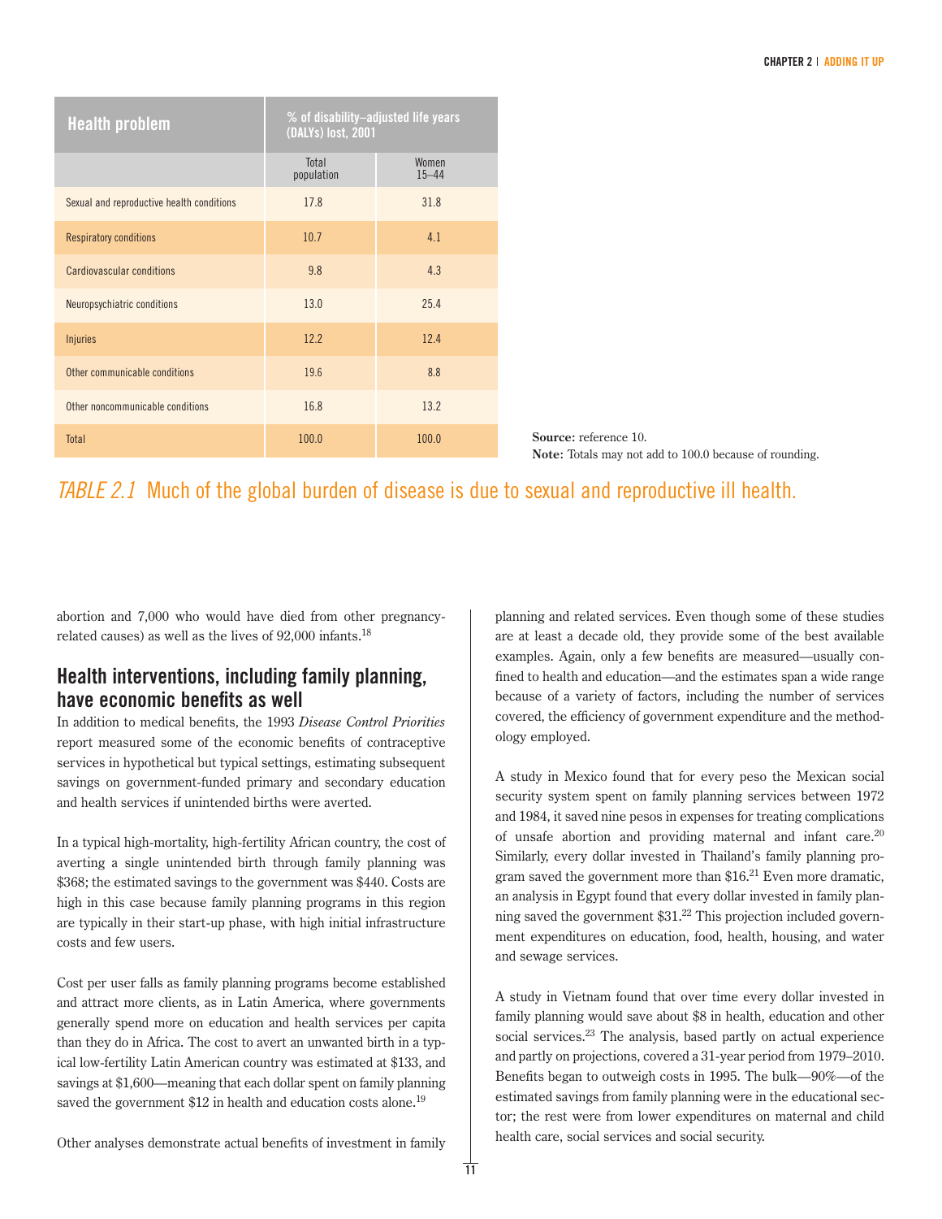| Health problem | % of disability–adjusted life years (DALYs) lost, 2001 | |
|---|---|---|
| | Total population | Women 15–44 |
| Sexual and reproductive health conditions | 17.8 | 31.8 |
| Respiratory conditions | 10.7 | 4.1 |
| Cardiovascular conditions | 9.8 | 4.3 |
| Neuropsychiatric conditions | 13.0 | 25.4 |
| Injuries | 12.2 | 12.4 |
| Other communicable conditions | 19.6 | 8.8 |
| Other noncommunicable conditions | 16.8 | 13.2 |
| Total | 100.0 | 100.0 |

**Source:** reference 10.
**Note:** Totals may not add to 100.0 because of rounding.

*TABLE 2.1* Much of the global burden of disease is due to sexual and reproductive ill health.

abortion and 7,000 who would have died from other pregnancy-related causes) as well as the lives of 92,000 infants.[18]

## Health interventions, including family planning, have economic benefits as well

In addition to medical benefits, the 1993 *Disease Control Priorities* report measured some of the economic benefits of contraceptive services in hypothetical but typical settings, estimating subsequent savings on government-funded primary and secondary education and health services if unintended births were averted.

In a typical high-mortality, high-fertility African country, the cost of averting a single unintended birth through family planning was $368; the estimated savings to the government was $440. Costs are high in this case because family planning programs in this region are typically in their start-up phase, with high initial infrastructure costs and few users.

Cost per user falls as family planning programs become established and attract more clients, as in Latin America, where governments generally spend more on education and health services per capita than they do in Africa. The cost to avert an unwanted birth in a typical low-fertility Latin American country was estimated at $133, and savings at $1,600—meaning that each dollar spent on family planning saved the government $12 in health and education costs alone.[19]

Other analyses demonstrate actual benefits of investment in family planning and related services. Even though some of these studies are at least a decade old, they provide some of the best available examples. Again, only a few benefits are measured—usually confined to health and education—and the estimates span a wide range because of a variety of factors, including the number of services covered, the efficiency of government expenditure and the methodology employed.

A study in Mexico found that for every peso the Mexican social security system spent on family planning services between 1972 and 1984, it saved nine pesos in expenses for treating complications of unsafe abortion and providing maternal and infant care.[20] Similarly, every dollar invested in Thailand's family planning program saved the government more than $16.[21] Even more dramatic, an analysis in Egypt found that every dollar invested in family planning saved the government $31.[22] This projection included government expenditures on education, food, health, housing, and water and sewage services.

A study in Vietnam found that over time every dollar invested in family planning would save about $8 in health, education and other social services.[23] The analysis, based partly on actual experience and partly on projections, covered a 31-year period from 1979–2010. Benefits began to outweigh costs in 1995. The bulk—90%—of the estimated savings from family planning were in the educational sector; the rest were from lower expenditures on maternal and child health care, social services and social security.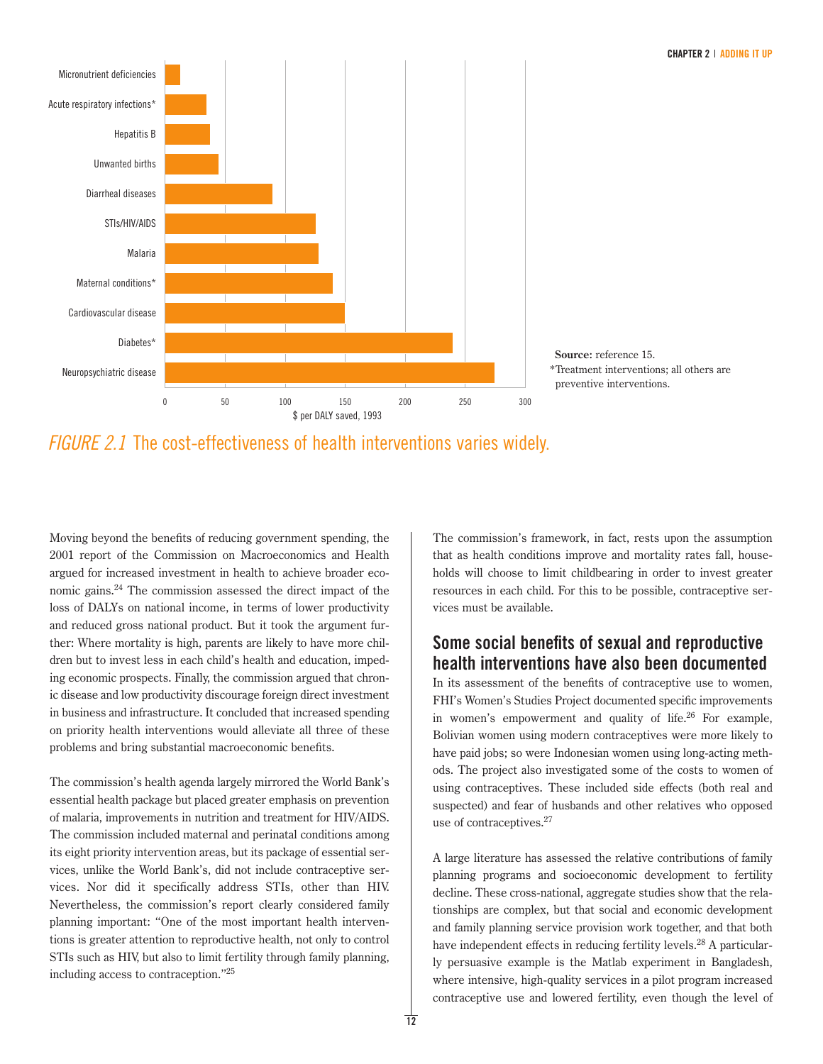Micronutrient deficiencies
Acute respiratory infections*
Hepatitis B
Unwanted births
Diarrheal diseases
STIs/HIV/AIDS
Malaria
Maternal conditions*
Cardiovascular disease
Diabetes*
Neuropsychiatric disease

0 50 100 150 200 250 300

$ per DALY saved, 1993

**Source:** reference 15.
*Treatment interventions; all others are preventive interventions.

*FIGURE 2.1* The cost-effectiveness of health interventions varies widely.

Moving beyond the benefits of reducing government spending, the 2001 report of the Commission on Macroeconomics and Health argued for increased investment in health to achieve broader economic gains.[24] The commission assessed the direct impact of the loss of DALYs on national income, in terms of lower productivity and reduced gross national product. But it took the argument further: Where mortality is high, parents are likely to have more children but to invest less in each child's health and education, impeding economic prospects. Finally, the commission argued that chronic disease and low productivity discourage foreign direct investment in business and infrastructure. It concluded that increased spending on priority health interventions would alleviate all three of these problems and bring substantial macroeconomic benefits.

The commission's health agenda largely mirrored the World Bank's essential health package but placed greater emphasis on prevention of malaria, improvements in nutrition and treatment for HIV/AIDS. The commission included maternal and perinatal conditions among its eight priority intervention areas, but its package of essential services, unlike the World Bank's, did not include contraceptive services. Nor did it specifically address STIs, other than HIV. Nevertheless, the commission's report clearly considered family planning important: "One of the most important health interventions is greater attention to reproductive health, not only to control STIs such as HIV, but also to limit fertility through family planning, including access to contraception."[25]

The commission's framework, in fact, rests upon the assumption that as health conditions improve and mortality rates fall, households will choose to limit childbearing in order to invest greater resources in each child. For this to be possible, contraceptive services must be available.

## Some social benefits of sexual and reproductive health interventions have also been documented

In its assessment of the benefits of contraceptive use to women, FHI's Women's Studies Project documented specific improvements in women's empowerment and quality of life.[26] For example, Bolivian women using modern contraceptives were more likely to have paid jobs; so were Indonesian women using long-acting methods. The project also investigated some of the costs to women of using contraceptives. These included side effects (both real and suspected) and fear of husbands and other relatives who opposed use of contraceptives.[27]

A large literature has assessed the relative contributions of family planning programs and socioeconomic development to fertility decline. These cross-national, aggregate studies show that the relationships are complex, but that social and economic development and family planning service provision work together, and that both have independent effects in reducing fertility levels.[28] A particularly persuasive example is the Matlab experiment in Bangladesh, where intensive, high-quality services in a pilot program increased contraceptive use and lowered fertility, even though the level of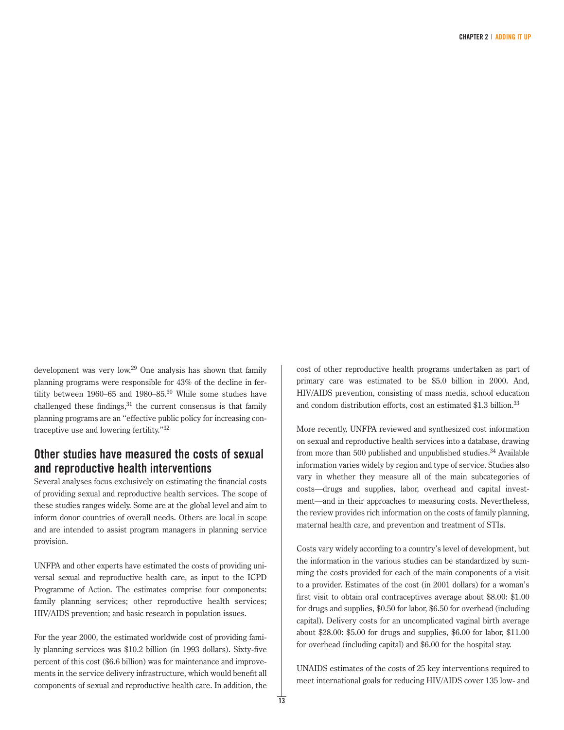development was very low.[29] One analysis has shown that family planning programs were responsible for 43% of the decline in fertility between 1960–65 and 1980–85.[30] While some studies have challenged these findings,[31] the current consensus is that family planning programs are an "effective public policy for increasing contraceptive use and lowering fertility."[32]

## Other studies have measured the costs of sexual and reproductive health interventions

Several analyses focus exclusively on estimating the financial costs of providing sexual and reproductive health services. The scope of these studies ranges widely. Some are at the global level and aim to inform donor countries of overall needs. Others are local in scope and are intended to assist program managers in planning service provision.

UNFPA and other experts have estimated the costs of providing universal sexual and reproductive health care, as input to the ICPD Programme of Action. The estimates comprise four components: family planning services; other reproductive health services; HIV/AIDS prevention; and basic research in population issues.

For the year 2000, the estimated worldwide cost of providing family planning services was $10.2 billion (in 1993 dollars). Sixty-five percent of this cost ($6.6 billion) was for maintenance and improvements in the service delivery infrastructure, which would benefit all components of sexual and reproductive health care. In addition, the cost of other reproductive health programs undertaken as part of primary care was estimated to be $5.0 billion in 2000. And, HIV/AIDS prevention, consisting of mass media, school education and condom distribution efforts, cost an estimated $1.3 billion.[33]

More recently, UNFPA reviewed and synthesized cost information on sexual and reproductive health services into a database, drawing from more than 500 published and unpublished studies.[34] Available information varies widely by region and type of service. Studies also vary in whether they measure all of the main subcategories of costs—drugs and supplies, labor, overhead and capital investment—and in their approaches to measuring costs. Nevertheless, the review provides rich information on the costs of family planning, maternal health care, and prevention and treatment of STIs.

Costs vary widely according to a country's level of development, but the information in the various studies can be standardized by summing the costs provided for each of the main components of a visit to a provider. Estimates of the cost (in 2001 dollars) for a woman's first visit to obtain oral contraceptives average about $8.00: $1.00 for drugs and supplies, $0.50 for labor, $6.50 for overhead (including capital). Delivery costs for an uncomplicated vaginal birth average about $28.00: $5.00 for drugs and supplies, $6.00 for labor, $11.00 for overhead (including capital) and $6.00 for the hospital stay.

UNAIDS estimates of the costs of 25 key interventions required to meet international goals for reducing HIV/AIDS cover 135 low- and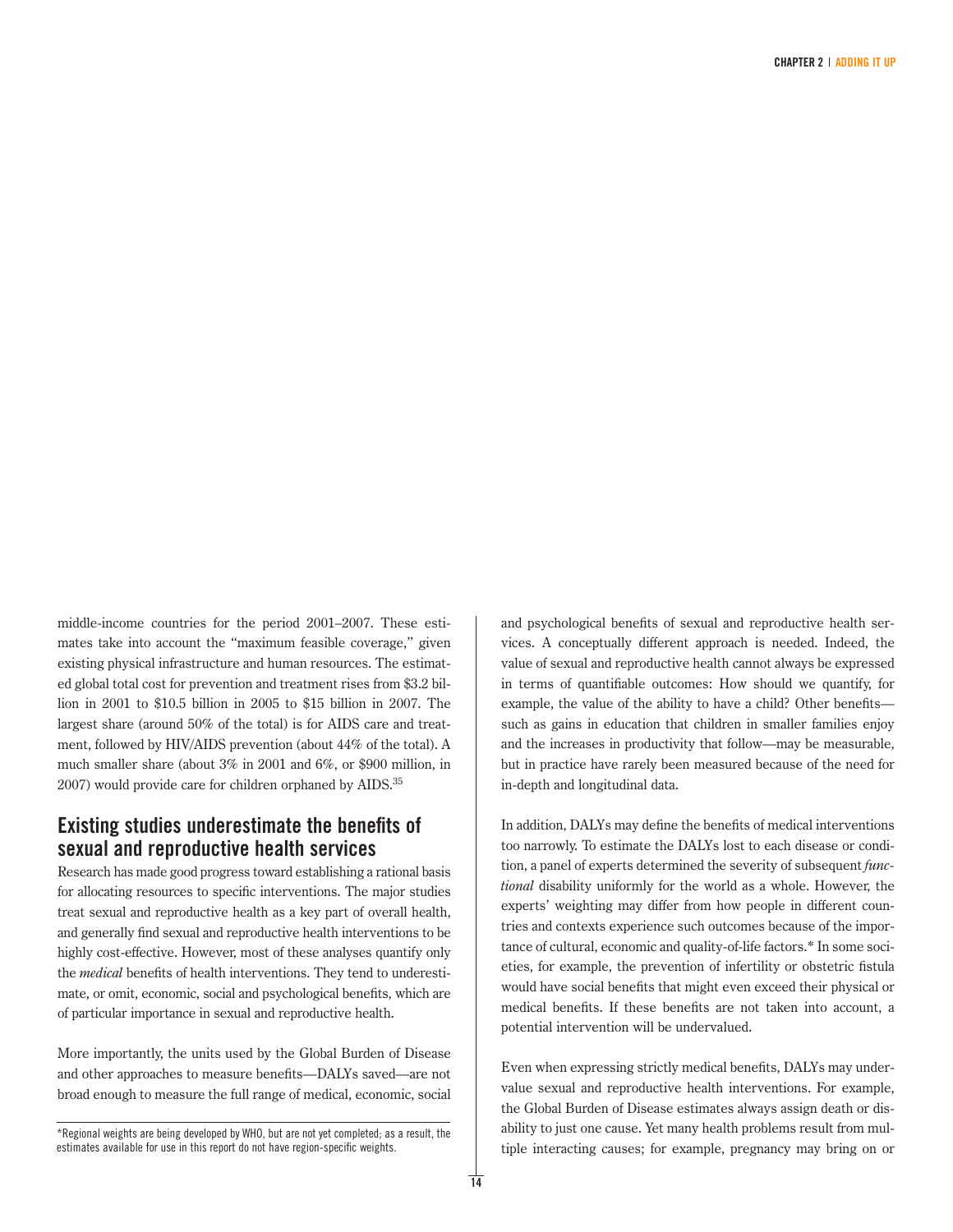middle-income countries for the period 2001–2007. These estimates take into account the "maximum feasible coverage," given existing physical infrastructure and human resources. The estimated global total cost for prevention and treatment rises from $3.2 billion in 2001 to $10.5 billion in 2005 to $15 billion in 2007. The largest share (around 50% of the total) is for AIDS care and treatment, followed by HIV/AIDS prevention (about 44% of the total). A much smaller share (about 3% in 2001 and 6%, or $900 million, in 2007) would provide care for children orphaned by AIDS.[35]

## Existing studies underestimate the benefits of sexual and reproductive health services

Research has made good progress toward establishing a rational basis for allocating resources to specific interventions. The major studies treat sexual and reproductive health as a key part of overall health, and generally find sexual and reproductive health interventions to be highly cost-effective. However, most of these analyses quantify only the *medical* benefits of health interventions. They tend to underestimate, or omit, economic, social and psychological benefits, which are of particular importance in sexual and reproductive health.

More importantly, the units used by the Global Burden of Disease and other approaches to measure benefits—DALYs saved—are not broad enough to measure the full range of medical, economic, social and psychological benefits of sexual and reproductive health services. A conceptually different approach is needed. Indeed, the value of sexual and reproductive health cannot always be expressed in terms of quantifiable outcomes: How should we quantify, for example, the value of the ability to have a child? Other benefits—such as gains in education that children in smaller families enjoy and the increases in productivity that follow—may be measurable, but in practice have rarely been measured because of the need for in-depth and longitudinal data.

In addition, DALYs may define the benefits of medical interventions too narrowly. To estimate the DALYs lost to each disease or condition, a panel of experts determined the severity of subsequent *functional* disability uniformly for the world as a whole. However, the experts' weighting may differ from how people in different countries and contexts experience such outcomes because of the importance of cultural, economic and quality-of-life factors.* In some societies, for example, the prevention of infertility or obstetric fistula would have social benefits that might even exceed their physical or medical benefits. If these benefits are not taken into account, a potential intervention will be undervalued.

Even when expressing strictly medical benefits, DALYs may undervalue sexual and reproductive health interventions. For example, the Global Burden of Disease estimates always assign death or disability to just one cause. Yet many health problems result from multiple interacting causes; for example, pregnancy may bring on or

*Regional weights are being developed by WHO, but are not yet completed; as a result, the estimates available for use in this report do not have region-specific weights.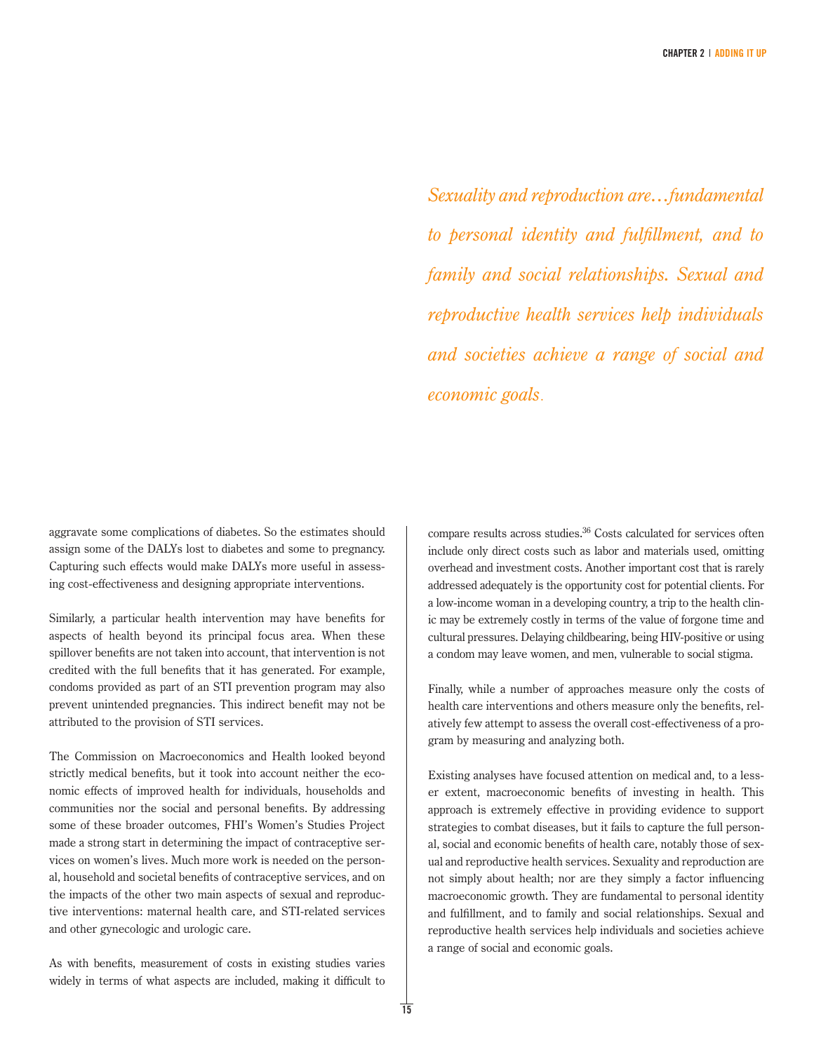*Sexuality and reproduction are…fundamental to personal identity and fulfillment, and to family and social relationships. Sexual and reproductive health services help individuals and societies achieve a range of social and economic goals.*

aggravate some complications of diabetes. So the estimates should assign some of the DALYs lost to diabetes and some to pregnancy. Capturing such effects would make DALYs more useful in assessing cost-effectiveness and designing appropriate interventions.

Similarly, a particular health intervention may have benefits for aspects of health beyond its principal focus area. When these spillover benefits are not taken into account, that intervention is not credited with the full benefits that it has generated. For example, condoms provided as part of an STI prevention program may also prevent unintended pregnancies. This indirect benefit may not be attributed to the provision of STI services.

The Commission on Macroeconomics and Health looked beyond strictly medical benefits, but it took into account neither the economic effects of improved health for individuals, households and communities nor the social and personal benefits. By addressing some of these broader outcomes, FHI's Women's Studies Project made a strong start in determining the impact of contraceptive services on women's lives. Much more work is needed on the personal, household and societal benefits of contraceptive services, and on the impacts of the other two main aspects of sexual and reproductive interventions: maternal health care, and STI-related services and other gynecologic and urologic care.

As with benefits, measurement of costs in existing studies varies widely in terms of what aspects are included, making it difficult to compare results across studies.[36] Costs calculated for services often include only direct costs such as labor and materials used, omitting overhead and investment costs. Another important cost that is rarely addressed adequately is the opportunity cost for potential clients. For a low-income woman in a developing country, a trip to the health clinic may be extremely costly in terms of the value of forgone time and cultural pressures. Delaying childbearing, being HIV-positive or using a condom may leave women, and men, vulnerable to social stigma.

Finally, while a number of approaches measure only the costs of health care interventions and others measure only the benefits, relatively few attempt to assess the overall cost-effectiveness of a program by measuring and analyzing both.

Existing analyses have focused attention on medical and, to a lesser extent, macroeconomic benefits of investing in health. This approach is extremely effective in providing evidence to support strategies to combat diseases, but it fails to capture the full personal, social and economic benefits of health care, notably those of sexual and reproductive health services. Sexuality and reproduction are not simply about health; nor are they simply a factor influencing macroeconomic growth. They are fundamental to personal identity and fulfillment, and to family and social relationships. Sexual and reproductive health services help individuals and societies achieve a range of social and economic goals.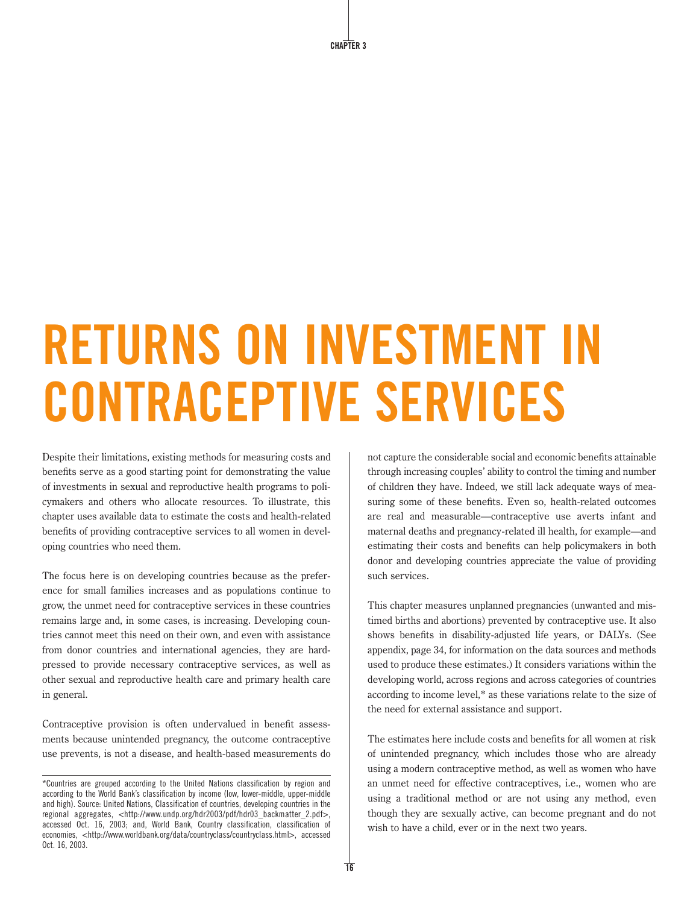# RETURNS ON INVESTMENT IN CONTRACEPTIVE SERVICES

Despite their limitations, existing methods for measuring costs and benefits serve as a good starting point for demonstrating the value of investments in sexual and reproductive health programs to policymakers and others who allocate resources. To illustrate, this chapter uses available data to estimate the costs and health-related benefits of providing contraceptive services to all women in developing countries who need them.

The focus here is on developing countries because as the preference for small families increases and as populations continue to grow, the unmet need for contraceptive services in these countries remains large and, in some cases, is increasing. Developing countries cannot meet this need on their own, and even with assistance from donor countries and international agencies, they are hard-pressed to provide necessary contraceptive services, as well as other sexual and reproductive health care and primary health care in general.

Contraceptive provision is often undervalued in benefit assessments because unintended pregnancy, the outcome contraceptive use prevents, is not a disease, and health-based measurements do not capture the considerable social and economic benefits attainable through increasing couples' ability to control the timing and number of children they have. Indeed, we still lack adequate ways of measuring some of these benefits. Even so, health-related outcomes are real and measurable—contraceptive use averts infant and maternal deaths and pregnancy-related ill health, for example—and estimating their costs and benefits can help policymakers in both donor and developing countries appreciate the value of providing such services.

This chapter measures unplanned pregnancies (unwanted and mistimed births and abortions) prevented by contraceptive use. It also shows benefits in disability-adjusted life years, or DALYs. (See appendix, page 34, for information on the data sources and methods used to produce these estimates.) It considers variations within the developing world, across regions and across categories of countries according to income level,* as these variations relate to the size of the need for external assistance and support.

The estimates here include costs and benefits for all women at risk of unintended pregnancy, which includes those who are already using a modern contraceptive method, as well as women who have an unmet need for effective contraceptives, i.e., women who are using a traditional method or are not using any method, even though they are sexually active, can become pregnant and do not wish to have a child, ever or in the next two years.

*Countries are grouped according to the United Nations classification by region and according to the World Bank's classification by income (low, lower-middle, upper-middle and high). Source: United Nations, Classification of countries, developing countries in the regional aggregates, <http://www.undp.org/hdr2003/pdf/hdr03_backmatter_2.pdf>, accessed Oct. 16, 2003; and, World Bank, Country classification, classification of economies, <http://www.worldbank.org/data/countryclass/countryclass.html>, accessed Oct. 16, 2003.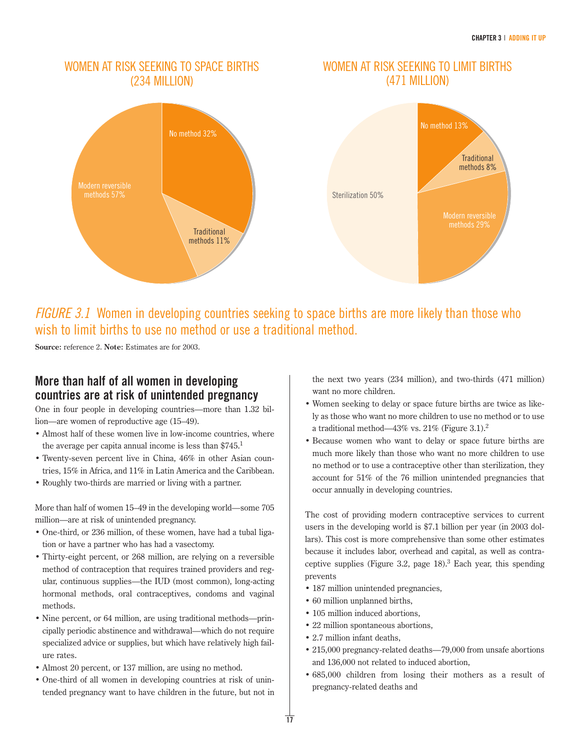WOMEN AT RISK SEEKING TO SPACE BIRTHS (234 MILLION)

No method 32%

Traditional methods 11%

Modern reversible methods 57%

WOMEN AT RISK SEEKING TO LIMIT BIRTHS (471 MILLION)

No method 13%

Traditional methods 8%

Modern reversible methods 29%

Sterilization 50%

*FIGURE 3.1* Women in developing countries seeking to space births are more likely than those who wish to limit births to use no method or use a traditional method.

**Source:** reference 2. **Note:** Estimates are for 2003.

## More than half of all women in developing countries are at risk of unintended pregnancy

One in four people in developing countries—more than 1.32 billion—are women of reproductive age (15–49).

- Almost half of these women live in low-income countries, where the average per capita annual income is less than $745.[1]
- Twenty-seven percent live in China, 46% in other Asian countries, 15% in Africa, and 11% in Latin America and the Caribbean.
- Roughly two-thirds are married or living with a partner.

More than half of women 15–49 in the developing world—some 705 million—are at risk of unintended pregnancy.

- One-third, or 236 million, of these women, have had a tubal ligation or have a partner who has had a vasectomy.
- Thirty-eight percent, or 268 million, are relying on a reversible method of contraception that requires trained providers and regular, continuous supplies—the IUD (most common), long-acting hormonal methods, oral contraceptives, condoms and vaginal methods.
- Nine percent, or 64 million, are using traditional methods—principally periodic abstinence and withdrawal—which do not require specialized advice or supplies, but which have relatively high failure rates.
- Almost 20 percent, or 137 million, are using no method.
- One-third of all women in developing countries at risk of unintended pregnancy want to have children in the future, but not in the next two years (234 million), and two-thirds (471 million) want no more children.
- Women seeking to delay or space future births are twice as likely as those who want no more children to use no method or to use a traditional method—43% vs. 21% (Figure 3.1).[2]
- Because women who want to delay or space future births are much more likely than those who want no more children to use no method or to use a contraceptive other than sterilization, they account for 51% of the 76 million unintended pregnancies that occur annually in developing countries.

The cost of providing modern contraceptive services to current users in the developing world is $7.1 billion per year (in 2003 dollars). This cost is more comprehensive than some other estimates because it includes labor, overhead and capital, as well as contraceptive supplies (Figure 3.2, page 18).[3] Each year, this spending prevents

- 187 million unintended pregnancies,
- 60 million unplanned births,
- 105 million induced abortions,
- 22 million spontaneous abortions,
- 2.7 million infant deaths,
- 215,000 pregnancy-related deaths—79,000 from unsafe abortions and 136,000 not related to induced abortion,
- 685,000 children from losing their mothers as a result of pregnancy-related deaths and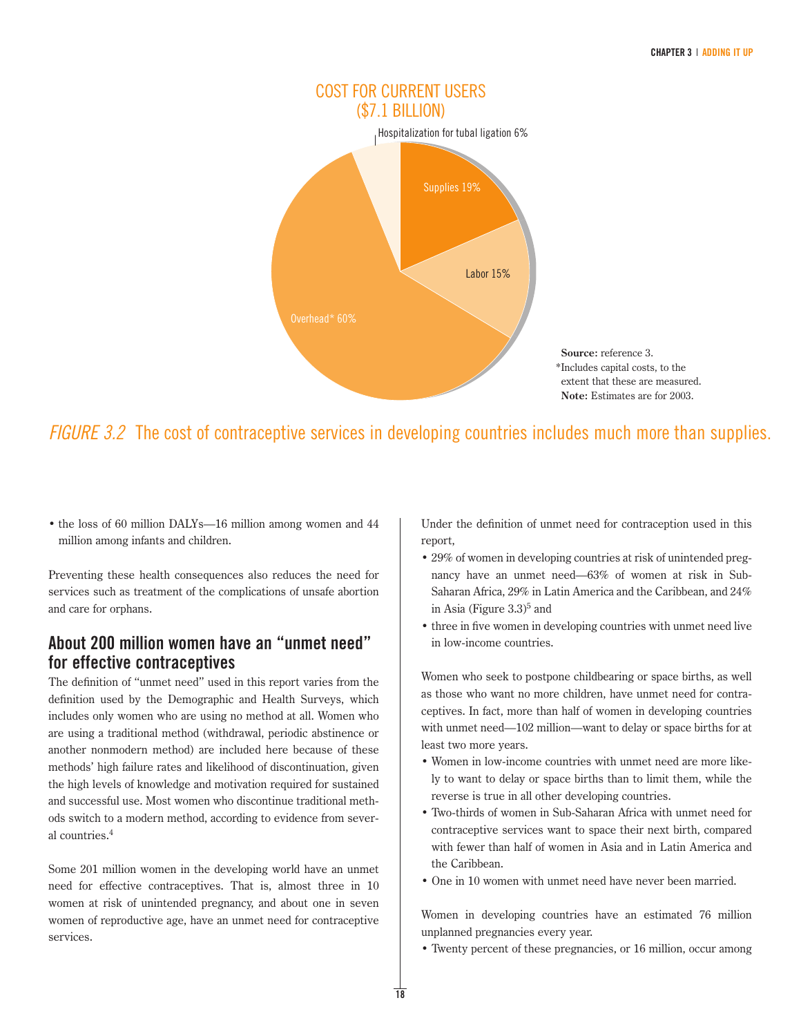COST FOR CURRENT USERS
($7.1 BILLION)

Hospitalization for tubal ligation 6%

Supplies 19%

Labor 15%

Overhead* 60%

**Source:** reference 3.
*Includes capital costs, to the extent that these are measured.
**Note:** Estimates are for 2003.

*FIGURE 3.2* The cost of contraceptive services in developing countries includes much more than supplies.

- the loss of 60 million DALYs—16 million among women and 44 million among infants and children.

Preventing these health consequences also reduces the need for services such as treatment of the complications of unsafe abortion and care for orphans.

## About 200 million women have an "unmet need" for effective contraceptives

The definition of "unmet need" used in this report varies from the definition used by the Demographic and Health Surveys, which includes only women who are using no method at all. Women who are using a traditional method (withdrawal, periodic abstinence or another nonmodern method) are included here because of these methods' high failure rates and likelihood of discontinuation, given the high levels of knowledge and motivation required for sustained and successful use. Most women who discontinue traditional methods switch to a modern method, according to evidence from several countries.[4]

Some 201 million women in the developing world have an unmet need for effective contraceptives. That is, almost three in 10 women at risk of unintended pregnancy, and about one in seven women of reproductive age, have an unmet need for contraceptive services.

Under the definition of unmet need for contraception used in this report,

- 29% of women in developing countries at risk of unintended pregnancy have an unmet need—63% of women at risk in Sub-Saharan Africa, 29% in Latin America and the Caribbean, and 24% in Asia (Figure 3.3)[5] and
- three in five women in developing countries with unmet need live in low-income countries.

Women who seek to postpone childbearing or space births, as well as those who want no more children, have unmet need for contraceptives. In fact, more than half of women in developing countries with unmet need—102 million—want to delay or space births for at least two more years.

- Women in low-income countries with unmet need are more likely to want to delay or space births than to limit them, while the reverse is true in all other developing countries.
- Two-thirds of women in Sub-Saharan Africa with unmet need for contraceptive services want to space their next birth, compared with fewer than half of women in Asia and in Latin America and the Caribbean.
- One in 10 women with unmet need have never been married.

Women in developing countries have an estimated 76 million unplanned pregnancies every year.

- Twenty percent of these pregnancies, or 16 million, occur among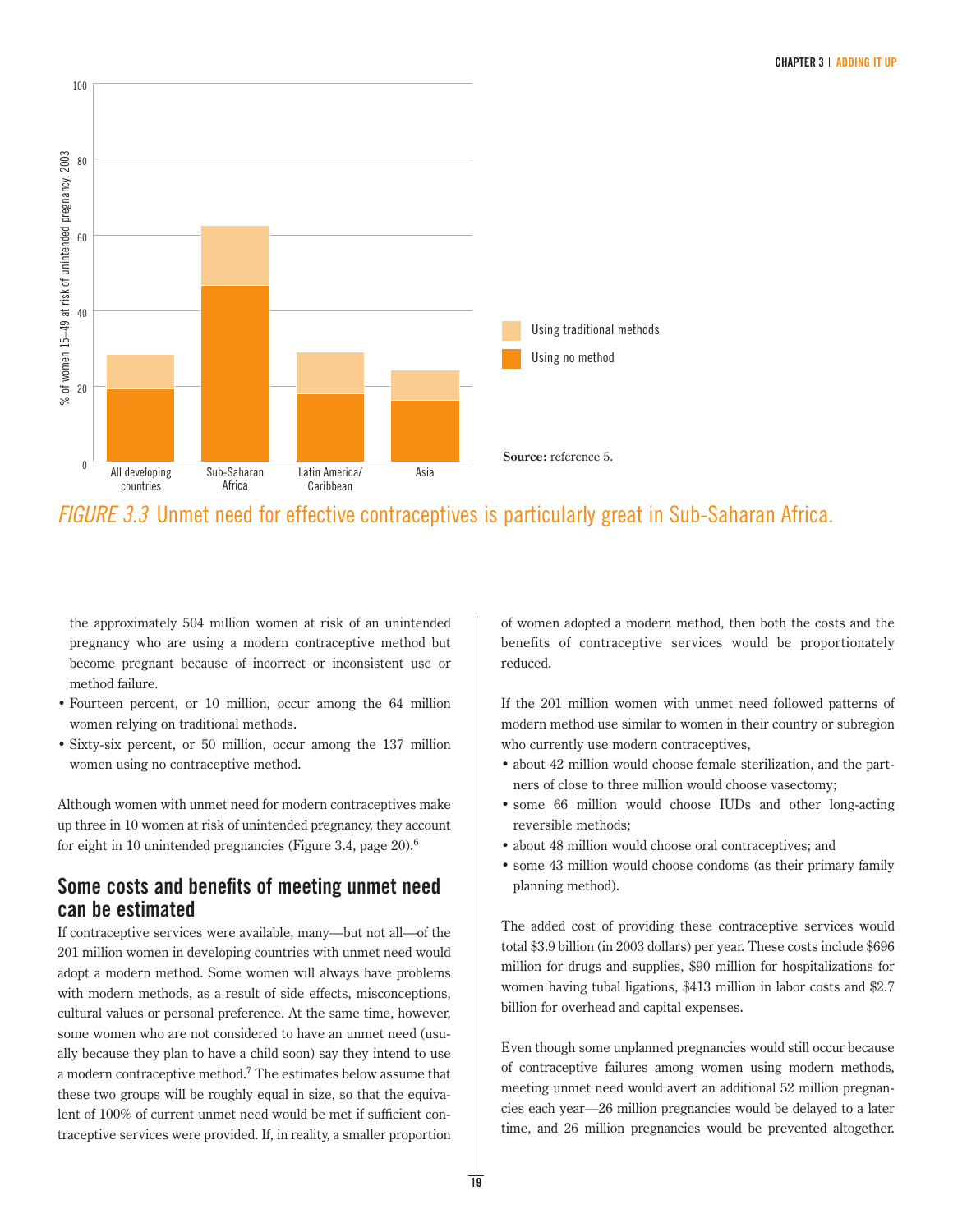FIGURE 3.3 Unmet need for effective contraceptives is particularly great in Sub-Saharan Africa.

Source: reference 5.

the approximately 504 million women at risk of an unintended pregnancy who are using a modern contraceptive method but become pregnant because of incorrect or inconsistent use or method failure.

- Fourteen percent, or 10 million, occur among the 64 million women relying on traditional methods.
- Sixty-six percent, or 50 million, occur among the 137 million women using no contraceptive method.

Although women with unmet need for modern contraceptives make up three in 10 women at risk of unintended pregnancy, they account for eight in 10 unintended pregnancies (Figure 3.4, page 20).[6]

## Some costs and benefits of meeting unmet need can be estimated

If contraceptive services were available, many—but not all—of the 201 million women in developing countries with unmet need would adopt a modern method. Some women will always have problems with modern methods, as a result of side effects, misconceptions, cultural values or personal preference. At the same time, however, some women who are not considered to have an unmet need (usually because they plan to have a child soon) say they intend to use a modern contraceptive method.[7] The estimates below assume that these two groups will be roughly equal in size, so that the equivalent of 100% of current unmet need would be met if sufficient contraceptive services were provided. If, in reality, a smaller proportion of women adopted a modern method, then both the costs and the benefits of contraceptive services would be proportionately reduced.

If the 201 million women with unmet need followed patterns of modern method use similar to women in their country or subregion who currently use modern contraceptives,

- about 42 million would choose female sterilization, and the partners of close to three million would choose vasectomy;
- some 66 million would choose IUDs and other long-acting reversible methods;
- about 48 million would choose oral contraceptives; and
- some 43 million would choose condoms (as their primary family planning method).

The added cost of providing these contraceptive services would total $3.9 billion (in 2003 dollars) per year. These costs include $696 million for drugs and supplies, $90 million for hospitalizations for women having tubal ligations, $413 million in labor costs and $2.7 billion for overhead and capital expenses.

Even though some unplanned pregnancies would still occur because of contraceptive failures among women using modern methods, meeting unmet need would avert an additional 52 million pregnancies each year—26 million pregnancies would be delayed to a later time, and 26 million pregnancies would be prevented altogether.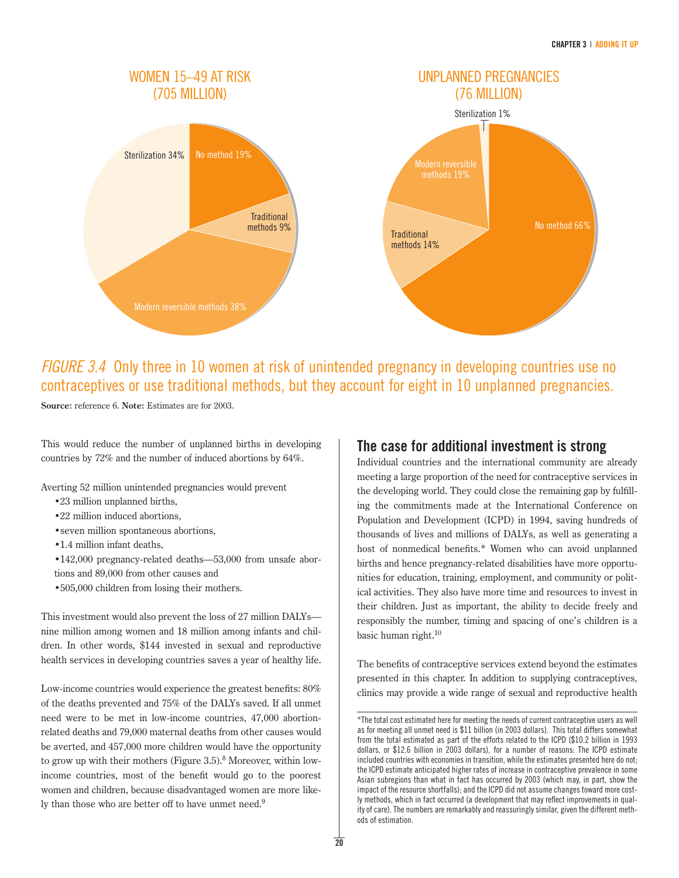WOMEN 15–49 AT RISK (705 MILLION)

- No method 19%
- Traditional methods 9%
- Modern reversible methods 38%
- Sterilization 34%

UNPLANNED PREGNANCIES (76 MILLION)

- Sterilization 1%
- No method 66%
- Traditional methods 14%
- Modern reversible methods 19%

*FIGURE 3.4* Only three in 10 women at risk of unintended pregnancy in developing countries use no contraceptives or use traditional methods, but they account for eight in 10 unplanned pregnancies.

**Source:** reference 6. **Note:** Estimates are for 2003.

This would reduce the number of unplanned births in developing countries by 72% and the number of induced abortions by 64%.

Averting 52 million unintended pregnancies would prevent

- 23 million unplanned births,
- 22 million induced abortions,
- seven million spontaneous abortions,
- 1.4 million infant deaths,
- 142,000 pregnancy-related deaths—53,000 from unsafe abortions and 89,000 from other causes and
- 505,000 children from losing their mothers.

This investment would also prevent the loss of 27 million DALYs—nine million among women and 18 million among infants and children. In other words, $144 invested in sexual and reproductive health services in developing countries saves a year of healthy life.

Low-income countries would experience the greatest benefits: 80% of the deaths prevented and 75% of the DALYs saved. If all unmet need were to be met in low-income countries, 47,000 abortion-related deaths and 79,000 maternal deaths from other causes would be averted, and 457,000 more children would have the opportunity to grow up with their mothers (Figure 3.5).[8] Moreover, within low-income countries, most of the benefit would go to the poorest women and children, because disadvantaged women are more likely than those who are better off to have unmet need.[9]

## The case for additional investment is strong

Individual countries and the international community are already meeting a large proportion of the need for contraceptive services in the developing world. They could close the remaining gap by fulfilling the commitments made at the International Conference on Population and Development (ICPD) in 1994, saving hundreds of thousands of lives and millions of DALYs, as well as generating a host of nonmedical benefits.* Women who can avoid unplanned births and hence pregnancy-related disabilities have more opportunities for education, training, employment, and community or political activities. They also have more time and resources to invest in their children. Just as important, the ability to decide freely and responsibly the number, timing and spacing of one's children is a basic human right.[10]

The benefits of contraceptive services extend beyond the estimates presented in this chapter. In addition to supplying contraceptives, clinics may provide a wide range of sexual and reproductive health

*The total cost estimated here for meeting the needs of current contraceptive users as well as for meeting all unmet need is $11 billion (in 2003 dollars). This total differs somewhat from the total estimated as part of the efforts related to the ICPD ($10.2 billion in 1993 dollars, or $12.6 billion in 2003 dollars), for a number of reasons: The ICPD estimate included countries with economies in transition, while the estimates presented here do not; the ICPD estimate anticipated higher rates of increase in contraceptive prevalence in some Asian subregions than what in fact has occurred by 2003 (which may, in part, show the impact of the resource shortfalls); and the ICPD did not assume changes toward more costly methods, which in fact occurred (a development that may reflect improvements in quality of care). The numbers are remarkably and reassuringly similar, given the different methods of estimation.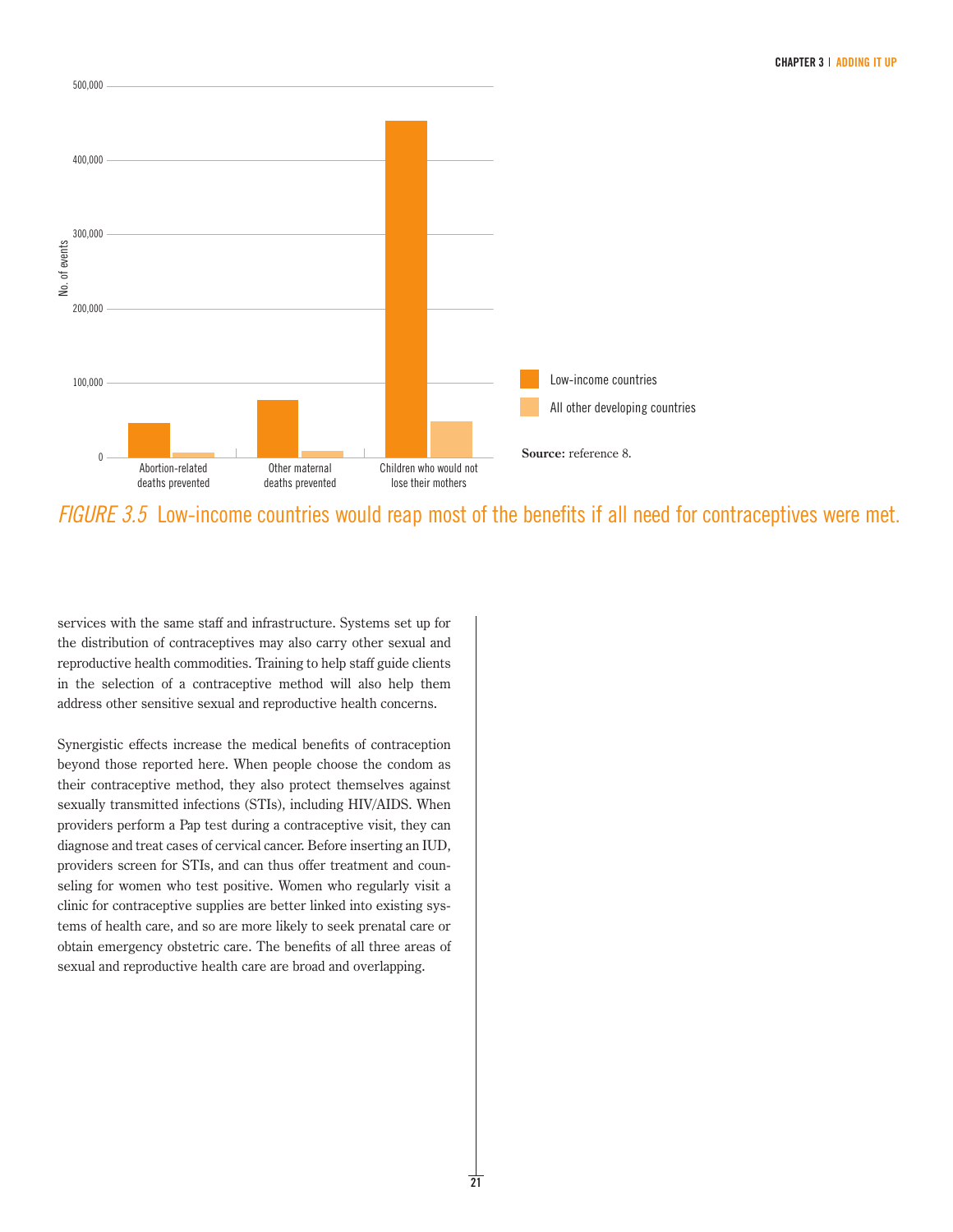*FIGURE 3.5* Low-income countries would reap most of the benefits if all need for contraceptives were met.

Source: reference 8.

services with the same staff and infrastructure. Systems set up for the distribution of contraceptives may also carry other sexual and reproductive health commodities. Training to help staff guide clients in the selection of a contraceptive method will also help them address other sensitive sexual and reproductive health concerns.

Synergistic effects increase the medical benefits of contraception beyond those reported here. When people choose the condom as their contraceptive method, they also protect themselves against sexually transmitted infections (STIs), including HIV/AIDS. When providers perform a Pap test during a contraceptive visit, they can diagnose and treat cases of cervical cancer. Before inserting an IUD, providers screen for STIs, and can thus offer treatment and counseling for women who test positive. Women who regularly visit a clinic for contraceptive supplies are better linked into existing systems of health care, and so are more likely to seek prenatal care or obtain emergency obstetric care. The benefits of all three areas of sexual and reproductive health care are broad and overlapping.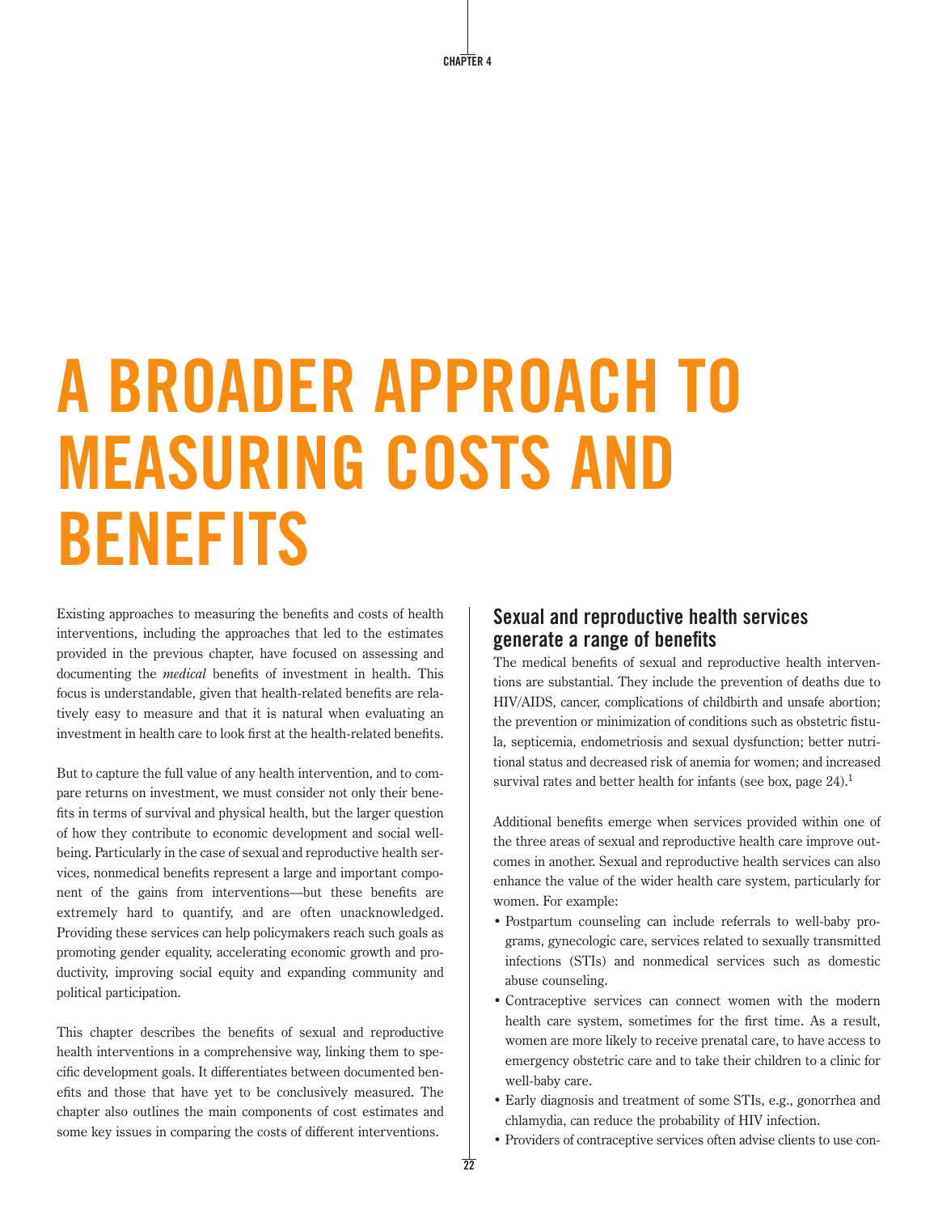CHAPTER 4

# A BROADER APPROACH TO MEASURING COSTS AND BENEFITS

Existing approaches to measuring the benefits and costs of health interventions, including the approaches that led to the estimates provided in the previous chapter, have focused on assessing and documenting the *medical* benefits of investment in health. This focus is understandable, given that health-related benefits are relatively easy to measure and that it is natural when evaluating an investment in health care to look first at the health-related benefits.

But to capture the full value of any health intervention, and to compare returns on investment, we must consider not only their benefits in terms of survival and physical health, but the larger question of how they contribute to economic development and social wellbeing. Particularly in the case of sexual and reproductive health services, nonmedical benefits represent a large and important component of the gains from interventions—but these benefits are extremely hard to quantify, and are often unacknowledged. Providing these services can help policymakers reach such goals as promoting gender equality, accelerating economic growth and productivity, improving social equity and expanding community and political participation.

This chapter describes the benefits of sexual and reproductive health interventions in a comprehensive way, linking them to specific development goals. It differentiates between documented benefits and those that have yet to be conclusively measured. The chapter also outlines the main components of cost estimates and some key issues in comparing the costs of different interventions.

## Sexual and reproductive health services generate a range of benefits

The medical benefits of sexual and reproductive health interventions are substantial. They include the prevention of deaths due to HIV/AIDS, cancer, complications of childbirth and unsafe abortion; the prevention or minimization of conditions such as obstetric fistula, septicemia, endometriosis and sexual dysfunction; better nutritional status and decreased risk of anemia for women; and increased survival rates and better health for infants (see box, page 24).[1]

Additional benefits emerge when services provided within one of the three areas of sexual and reproductive health care improve outcomes in another. Sexual and reproductive health services can also enhance the value of the wider health care system, particularly for women. For example:

- Postpartum counseling can include referrals to well-baby programs, gynecologic care, services related to sexually transmitted infections (STIs) and nonmedical services such as domestic abuse counseling.
- Contraceptive services can connect women with the modern health care system, sometimes for the first time. As a result, women are more likely to receive prenatal care, to have access to emergency obstetric care and to take their children to a clinic for well-baby care.
- Early diagnosis and treatment of some STIs, e.g., gonorrhea and chlamydia, can reduce the probability of HIV infection.
- Providers of contraceptive services often advise clients to use con-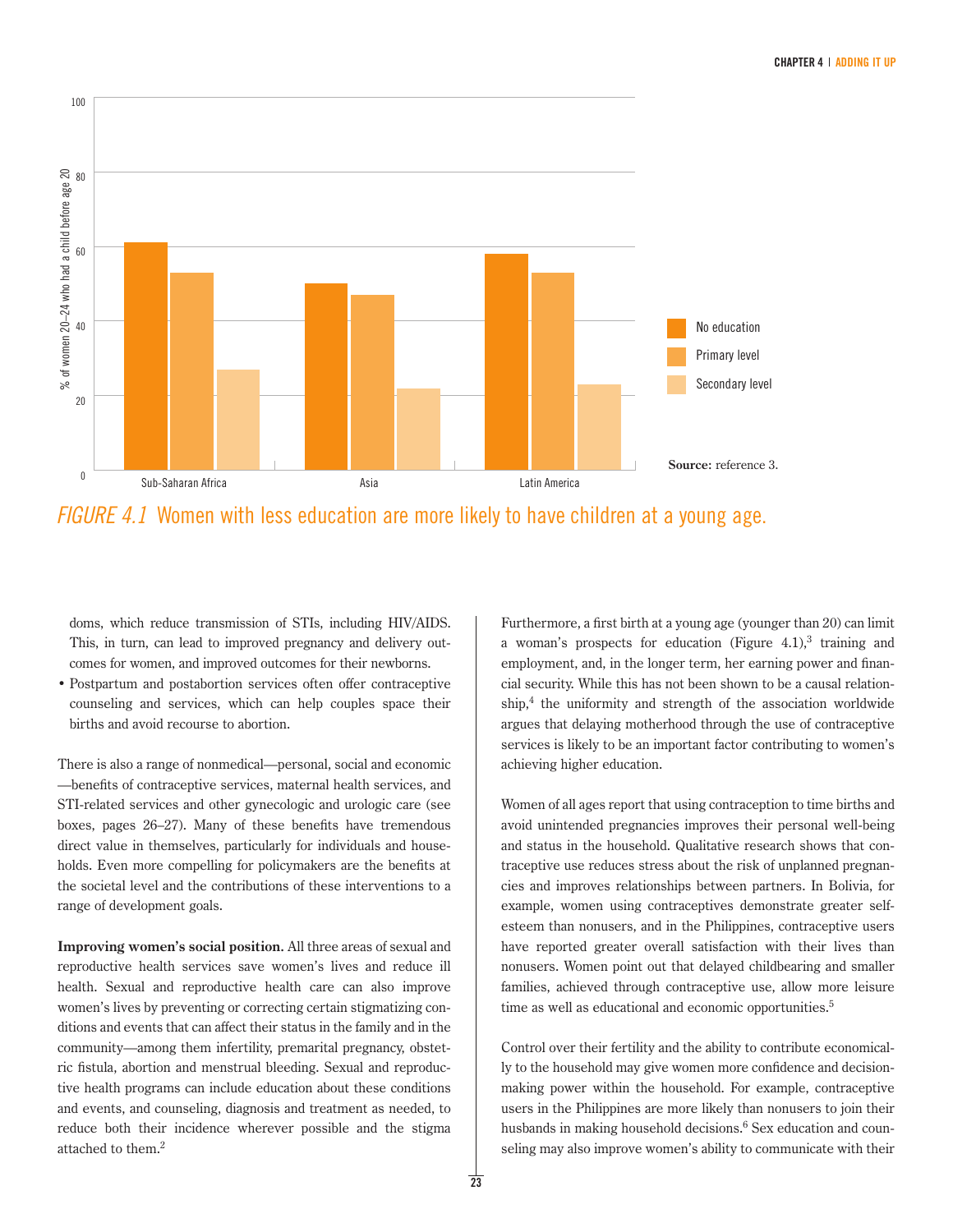*FIGURE 4.1* Women with less education are more likely to have children at a young age.

Source: reference 3.

doms, which reduce transmission of STIs, including HIV/AIDS. This, in turn, can lead to improved pregnancy and delivery outcomes for women, and improved outcomes for their newborns.

- Postpartum and postabortion services often offer contraceptive counseling and services, which can help couples space their births and avoid recourse to abortion.

There is also a range of nonmedical—personal, social and economic—benefits of contraceptive services, maternal health services, and STI-related services and other gynecologic and urologic care (see boxes, pages 26–27). Many of these benefits have tremendous direct value in themselves, particularly for individuals and households. Even more compelling for policymakers are the benefits at the societal level and the contributions of these interventions to a range of development goals.

**Improving women's social position.** All three areas of sexual and reproductive health services save women's lives and reduce ill health. Sexual and reproductive health care can also improve women's lives by preventing or correcting certain stigmatizing conditions and events that can affect their status in the family and in the community—among them infertility, premarital pregnancy, obstetric fistula, abortion and menstrual bleeding. Sexual and reproductive health programs can include education about these conditions and events, and counseling, diagnosis and treatment as needed, to reduce both their incidence wherever possible and the stigma attached to them.[2]

Furthermore, a first birth at a young age (younger than 20) can limit a woman's prospects for education (Figure 4.1),[3] training and employment, and, in the longer term, her earning power and financial security. While this has not been shown to be a causal relationship,[4] the uniformity and strength of the association worldwide argues that delaying motherhood through the use of contraceptive services is likely to be an important factor contributing to women's achieving higher education.

Women of all ages report that using contraception to time births and avoid unintended pregnancies improves their personal well-being and status in the household. Qualitative research shows that contraceptive use reduces stress about the risk of unplanned pregnancies and improves relationships between partners. In Bolivia, for example, women using contraceptives demonstrate greater self-esteem than nonusers, and in the Philippines, contraceptive users have reported greater overall satisfaction with their lives than nonusers. Women point out that delayed childbearing and smaller families, achieved through contraceptive use, allow more leisure time as well as educational and economic opportunities.[5]

Control over their fertility and the ability to contribute economically to the household may give women more confidence and decision-making power within the household. For example, contraceptive users in the Philippines are more likely than nonusers to join their husbands in making household decisions.[6] Sex education and counseling may also improve women's ability to communicate with their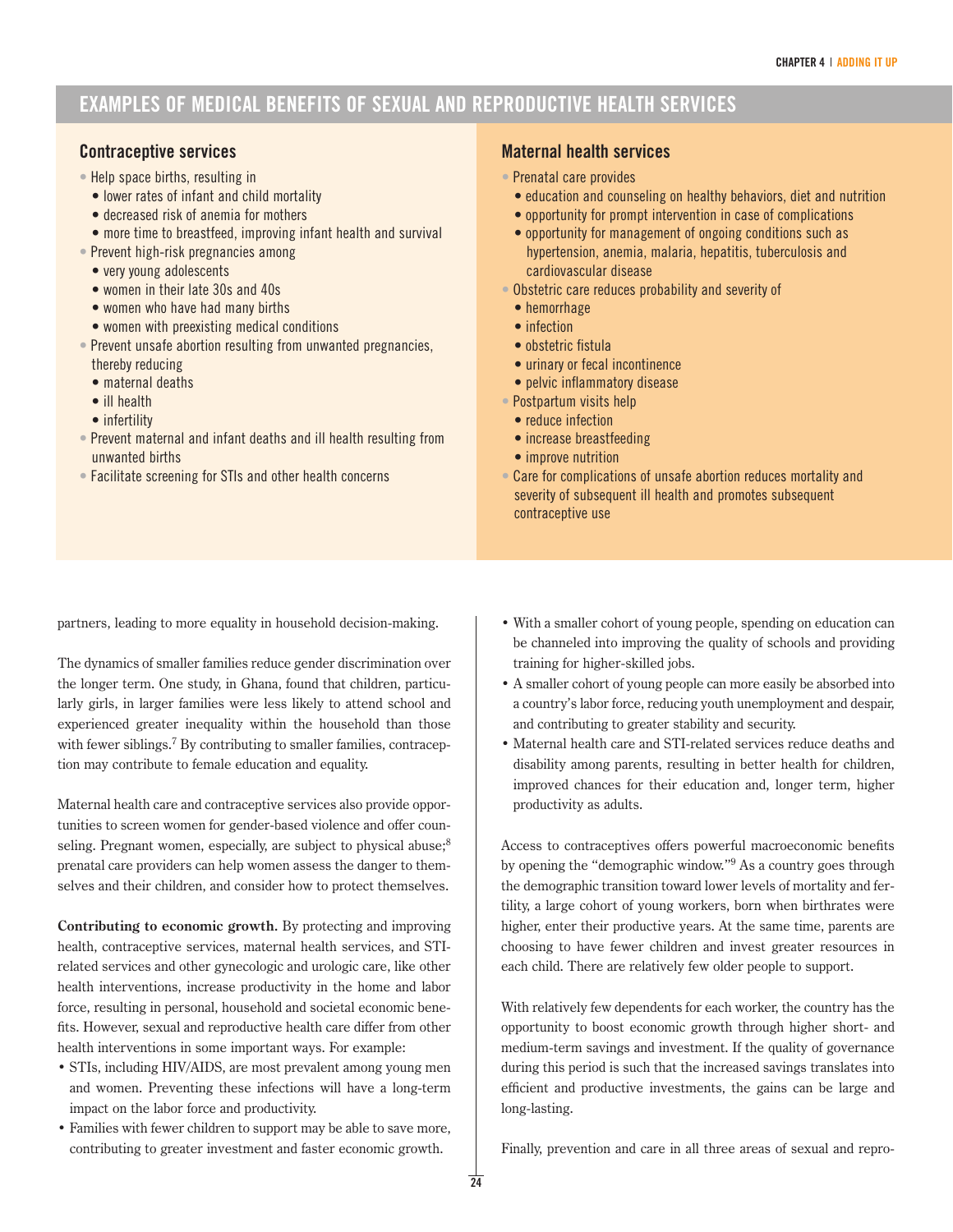## EXAMPLES OF MEDICAL BENEFITS OF SEXUAL AND REPRODUCTIVE HEALTH SERVICES

### Contraceptive services

- Help space births, resulting in
  - lower rates of infant and child mortality
  - decreased risk of anemia for mothers
  - more time to breastfeed, improving infant health and survival
- Prevent high-risk pregnancies among
  - very young adolescents
  - women in their late 30s and 40s
  - women who have had many births
  - women with preexisting medical conditions
- Prevent unsafe abortion resulting from unwanted pregnancies, thereby reducing
  - maternal deaths
  - ill health
  - infertility
- Prevent maternal and infant deaths and ill health resulting from unwanted births
- Facilitate screening for STIs and other health concerns

### Maternal health services

- Prenatal care provides
  - education and counseling on healthy behaviors, diet and nutrition
  - opportunity for prompt intervention in case of complications
  - opportunity for management of ongoing conditions such as hypertension, anemia, malaria, hepatitis, tuberculosis and cardiovascular disease
- Obstetric care reduces probability and severity of
  - hemorrhage
  - infection
  - obstetric fistula
  - urinary or fecal incontinence
  - pelvic inflammatory disease
- Postpartum visits help
  - reduce infection
  - increase breastfeeding
  - improve nutrition
- Care for complications of unsafe abortion reduces mortality and severity of subsequent ill health and promotes subsequent contraceptive use

partners, leading to more equality in household decision-making.

The dynamics of smaller families reduce gender discrimination over the longer term. One study, in Ghana, found that children, particularly girls, in larger families were less likely to attend school and experienced greater inequality within the household than those with fewer siblings.[7] By contributing to smaller families, contraception may contribute to female education and equality.

Maternal health care and contraceptive services also provide opportunities to screen women for gender-based violence and offer counseling. Pregnant women, especially, are subject to physical abuse;[8] prenatal care providers can help women assess the danger to themselves and their children, and consider how to protect themselves.

**Contributing to economic growth.** By protecting and improving health, contraceptive services, maternal health services, and STI-related services and other gynecologic and urologic care, like other health interventions, increase productivity in the home and labor force, resulting in personal, household and societal economic benefits. However, sexual and reproductive health care differ from other health interventions in some important ways. For example:

- STIs, including HIV/AIDS, are most prevalent among young men and women. Preventing these infections will have a long-term impact on the labor force and productivity.
- Families with fewer children to support may be able to save more, contributing to greater investment and faster economic growth.
- With a smaller cohort of young people, spending on education can be channeled into improving the quality of schools and providing training for higher-skilled jobs.
- A smaller cohort of young people can more easily be absorbed into a country's labor force, reducing youth unemployment and despair, and contributing to greater stability and security.
- Maternal health care and STI-related services reduce deaths and disability among parents, resulting in better health for children, improved chances for their education and, longer term, higher productivity as adults.

Access to contraceptives offers powerful macroeconomic benefits by opening the "demographic window."[9] As a country goes through the demographic transition toward lower levels of mortality and fertility, a large cohort of young workers, born when birthrates were higher, enter their productive years. At the same time, parents are choosing to have fewer children and invest greater resources in each child. There are relatively few older people to support.

With relatively few dependents for each worker, the country has the opportunity to boost economic growth through higher short- and medium-term savings and investment. If the quality of governance during this period is such that the increased savings translates into efficient and productive investments, the gains can be large and long-lasting.

Finally, prevention and care in all three areas of sexual and repro-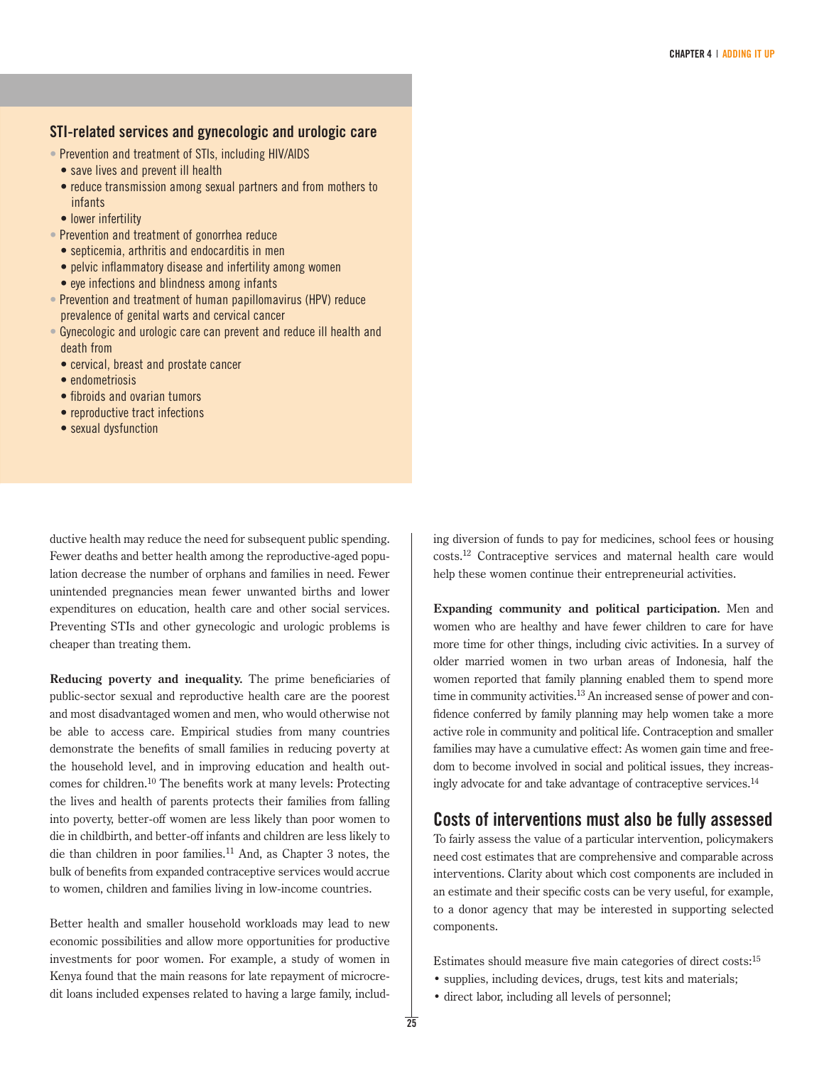### STI-related services and gynecologic and urologic care

- Prevention and treatment of STIs, including HIV/AIDS
  - save lives and prevent ill health
  - reduce transmission among sexual partners and from mothers to infants
  - lower infertility
- Prevention and treatment of gonorrhea reduce
  - septicemia, arthritis and endocarditis in men
  - pelvic inflammatory disease and infertility among women
  - eye infections and blindness among infants
- Prevention and treatment of human papillomavirus (HPV) reduce prevalence of genital warts and cervical cancer
- Gynecologic and urologic care can prevent and reduce ill health and death from
  - cervical, breast and prostate cancer
  - endometriosis
  - fibroids and ovarian tumors
  - reproductive tract infections
  - sexual dysfunction

ductive health may reduce the need for subsequent public spending. Fewer deaths and better health among the reproductive-aged population decrease the number of orphans and families in need. Fewer unintended pregnancies mean fewer unwanted births and lower expenditures on education, health care and other social services. Preventing STIs and other gynecologic and urologic problems is cheaper than treating them.

**Reducing poverty and inequality.** The prime beneficiaries of public-sector sexual and reproductive health care are the poorest and most disadvantaged women and men, who would otherwise not be able to access care. Empirical studies from many countries demonstrate the benefits of small families in reducing poverty at the household level, and in improving education and health outcomes for children.[10] The benefits work at many levels: Protecting the lives and health of parents protects their families from falling into poverty, better-off women are less likely than poor women to die in childbirth, and better-off infants and children are less likely to die than children in poor families.[11] And, as Chapter 3 notes, the bulk of benefits from expanded contraceptive services would accrue to women, children and families living in low-income countries.

Better health and smaller household workloads may lead to new economic possibilities and allow more opportunities for productive investments for poor women. For example, a study of women in Kenya found that the main reasons for late repayment of microcredit loans included expenses related to having a large family, including diversion of funds to pay for medicines, school fees or housing costs.[12] Contraceptive services and maternal health care would help these women continue their entrepreneurial activities.

**Expanding community and political participation.** Men and women who are healthy and have fewer children to care for have more time for other things, including civic activities. In a survey of older married women in two urban areas of Indonesia, half the women reported that family planning enabled them to spend more time in community activities.[13] An increased sense of power and confidence conferred by family planning may help women take a more active role in community and political life. Contraception and smaller families may have a cumulative effect: As women gain time and freedom to become involved in social and political issues, they increasingly advocate for and take advantage of contraceptive services.[14]

## Costs of interventions must also be fully assessed

To fairly assess the value of a particular intervention, policymakers need cost estimates that are comprehensive and comparable across interventions. Clarity about which cost components are included in an estimate and their specific costs can be very useful, for example, to a donor agency that may be interested in supporting selected components.

Estimates should measure five main categories of direct costs:[15]

- supplies, including devices, drugs, test kits and materials;
- direct labor, including all levels of personnel;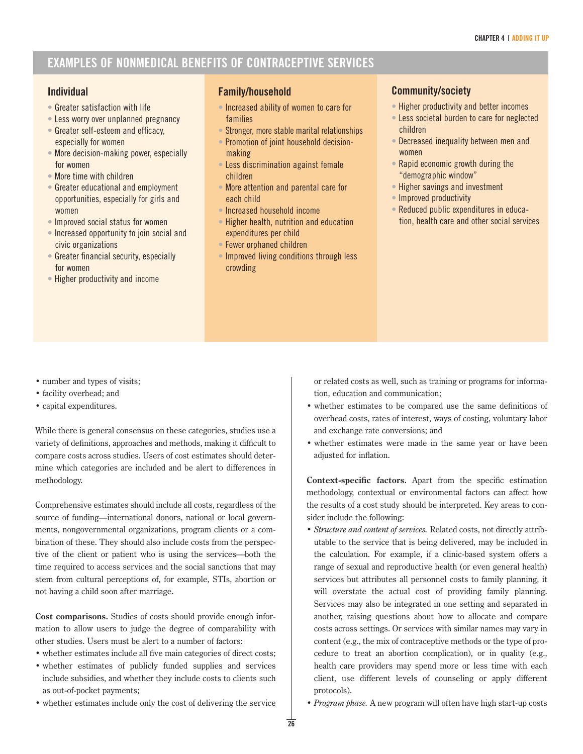## EXAMPLES OF NONMEDICAL BENEFITS OF CONTRACEPTIVE SERVICES

### Individual

- Greater satisfaction with life
- Less worry over unplanned pregnancy
- Greater self-esteem and efficacy, especially for women
- More decision-making power, especially for women
- More time with children
- Greater educational and employment opportunities, especially for girls and women
- Improved social status for women
- Increased opportunity to join social and civic organizations
- Greater financial security, especially for women
- Higher productivity and income

### Family/household

- Increased ability of women to care for families
- Stronger, more stable marital relationships
- Promotion of joint household decision-making
- Less discrimination against female children
- More attention and parental care for each child
- Increased household income
- Higher health, nutrition and education expenditures per child
- Fewer orphaned children
- Improved living conditions through less crowding

### Community/society

- Higher productivity and better incomes
- Less societal burden to care for neglected children
- Decreased inequality between men and women
- Rapid economic growth during the "demographic window"
- Higher savings and investment
- Improved productivity
- Reduced public expenditures in education, health care and other social services

---

- number and types of visits;
- facility overhead; and
- capital expenditures.

While there is general consensus on these categories, studies use a variety of definitions, approaches and methods, making it difficult to compare costs across studies. Users of cost estimates should determine which categories are included and be alert to differences in methodology.

Comprehensive estimates should include all costs, regardless of the source of funding—international donors, national or local governments, nongovernmental organizations, program clients or a combination of these. They should also include costs from the perspective of the client or patient who is using the services—both the time required to access services and the social sanctions that may stem from cultural perceptions of, for example, STIs, abortion or not having a child soon after marriage.

**Cost comparisons.** Studies of costs should provide enough information to allow users to judge the degree of comparability with other studies. Users must be alert to a number of factors:

- whether estimates include all five main categories of direct costs;
- whether estimates of publicly funded supplies and services include subsidies, and whether they include costs to clients such as out-of-pocket payments;
- whether estimates include only the cost of delivering the service or related costs as well, such as training or programs for information, education and communication;
- whether estimates to be compared use the same definitions of overhead costs, rates of interest, ways of costing, voluntary labor and exchange rate conversions; and
- whether estimates were made in the same year or have been adjusted for inflation.

**Context-specific factors.** Apart from the specific estimation methodology, contextual or environmental factors can affect how the results of a cost study should be interpreted. Key areas to consider include the following:

- *Structure and content of services.* Related costs, not directly attributable to the service that is being delivered, may be included in the calculation. For example, if a clinic-based system offers a range of sexual and reproductive health (or even general health) services but attributes all personnel costs to family planning, it will overstate the actual cost of providing family planning. Services may also be integrated in one setting and separated in another, raising questions about how to allocate and compare costs across settings. Or services with similar names may vary in content (e.g., the mix of contraceptive methods or the type of procedure to treat an abortion complication), or in quality (e.g., health care providers may spend more or less time with each client, use different levels of counseling or apply different protocols).
- *Program phase.* A new program will often have high start-up costs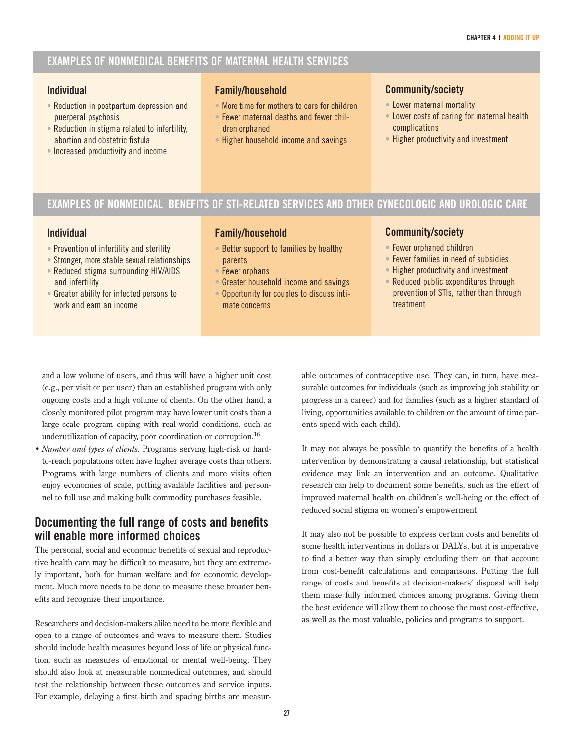## EXAMPLES OF NONMEDICAL BENEFITS OF MATERNAL HEALTH SERVICES

### Individual

- Reduction in postpartum depression and puerperal psychosis
- Reduction in stigma related to infertility, abortion and obstetric fistula
- Increased productivity and income

### Family/household

- More time for mothers to care for children
- Fewer maternal deaths and fewer children orphaned
- Higher household income and savings

### Community/society

- Lower maternal mortality
- Lower costs of caring for maternal health complications
- Higher productivity and investment

## EXAMPLES OF NONMEDICAL BENEFITS OF STI-RELATED SERVICES AND OTHER GYNECOLOGIC AND UROLOGIC CARE

### Individual

- Prevention of infertility and sterility
- Stronger, more stable sexual relationships
- Reduced stigma surrounding HIV/AIDS and infertility
- Greater ability for infected persons to work and earn an income

### Family/household

- Better support to families by healthy parents
- Fewer orphans
- Greater household income and savings
- Opportunity for couples to discuss intimate concerns

### Community/society

- Fewer orphaned children
- Fewer families in need of subsidies
- Higher productivity and investment
- Reduced public expenditures through prevention of STIs, rather than through treatment

and a low volume of users, and thus will have a higher unit cost (e.g., per visit or per user) than an established program with only ongoing costs and a high volume of clients. On the other hand, a closely monitored pilot program may have lower unit costs than a large-scale program coping with real-world conditions, such as underutilization of capacity, poor coordination or corruption.[16]

- *Number and types of clients.* Programs serving high-risk or hard-to-reach populations often have higher average costs than others. Programs with large numbers of clients and more visits often enjoy economies of scale, putting available facilities and personnel to full use and making bulk commodity purchases feasible.

## Documenting the full range of costs and benefits will enable more informed choices

The personal, social and economic benefits of sexual and reproductive health care may be difficult to measure, but they are extremely important, both for human welfare and for economic development. Much more needs to be done to measure these broader benefits and recognize their importance.

Researchers and decision-makers alike need to be more flexible and open to a range of outcomes and ways to measure them. Studies should include health measures beyond loss of life or physical function, such as measures of emotional or mental well-being. They should also look at measurable nonmedical outcomes, and should test the relationship between these outcomes and service inputs. For example, delaying a first birth and spacing births are measurable outcomes of contraceptive use. They can, in turn, have measurable outcomes for individuals (such as improving job stability or progress in a career) and for families (such as a higher standard of living, opportunities available to children or the amount of time parents spend with each child).

It may not always be possible to quantify the benefits of a health intervention by demonstrating a causal relationship, but statistical evidence may link an intervention and an outcome. Qualitative research can help to document some benefits, such as the effect of improved maternal health on children's well-being or the effect of reduced social stigma on women's empowerment.

It may also not be possible to express certain costs and benefits of some health interventions in dollars or DALYs, but it is imperative to find a better way than simply excluding them on that account from cost-benefit calculations and comparisons. Putting the full range of costs and benefits at decision-makers' disposal will help them make fully informed choices among programs. Giving them the best evidence will allow them to choose the most cost-effective, as well as the most valuable, policies and programs to support.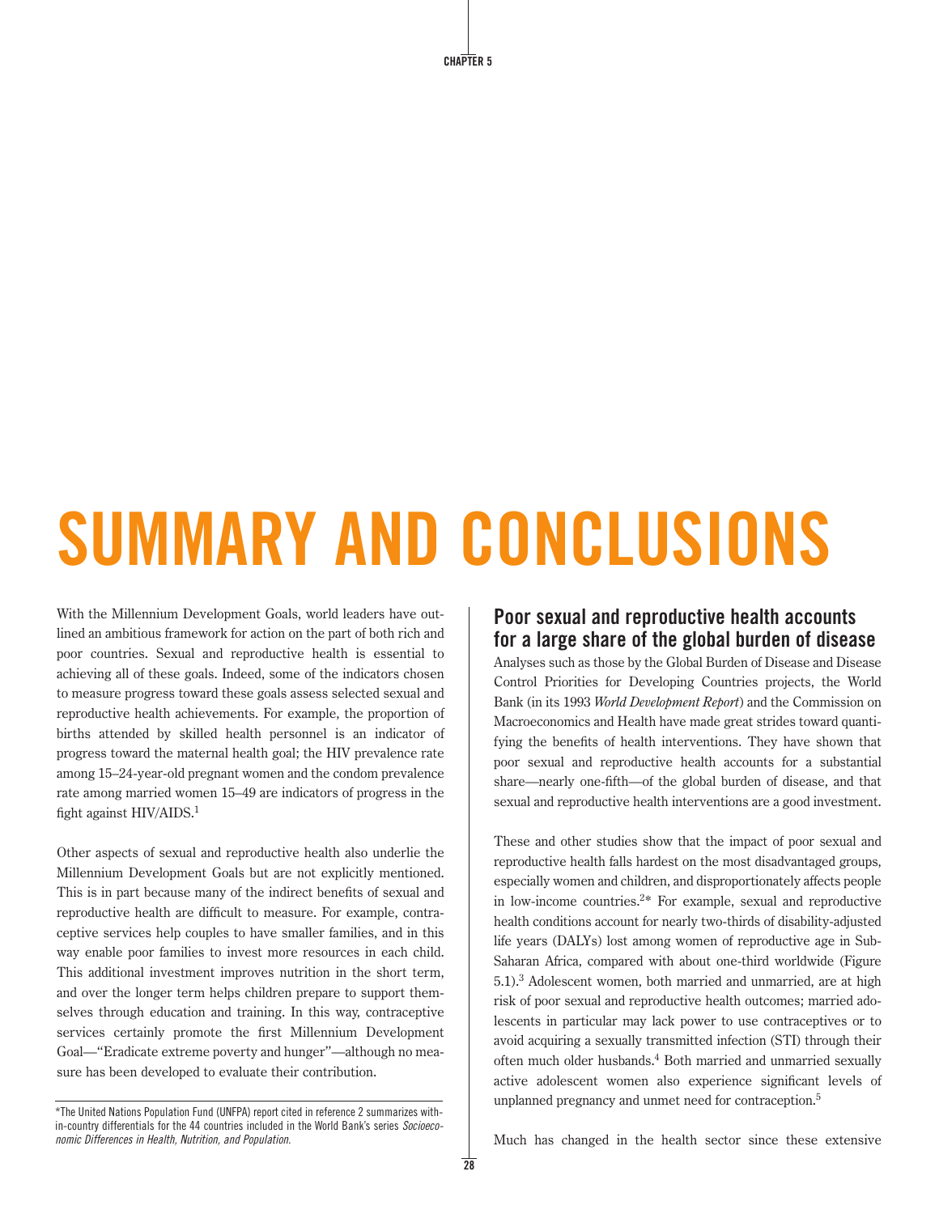# SUMMARY AND CONCLUSIONS

With the Millennium Development Goals, world leaders have outlined an ambitious framework for action on the part of both rich and poor countries. Sexual and reproductive health is essential to achieving all of these goals. Indeed, some of the indicators chosen to measure progress toward these goals assess selected sexual and reproductive health achievements. For example, the proportion of births attended by skilled health personnel is an indicator of progress toward the maternal health goal; the HIV prevalence rate among 15–24-year-old pregnant women and the condom prevalence rate among married women 15–49 are indicators of progress in the fight against HIV/AIDS.[1]

Other aspects of sexual and reproductive health also underlie the Millennium Development Goals but are not explicitly mentioned. This is in part because many of the indirect benefits of sexual and reproductive health are difficult to measure. For example, contraceptive services help couples to have smaller families, and in this way enable poor families to invest more resources in each child. This additional investment improves nutrition in the short term, and over the longer term helps children prepare to support themselves through education and training. In this way, contraceptive services certainly promote the first Millennium Development Goal—"Eradicate extreme poverty and hunger"—although no measure has been developed to evaluate their contribution.

## Poor sexual and reproductive health accounts for a large share of the global burden of disease

Analyses such as those by the Global Burden of Disease and Disease Control Priorities for Developing Countries projects, the World Bank (in its 1993 *World Development Report*) and the Commission on Macroeconomics and Health have made great strides toward quantifying the benefits of health interventions. They have shown that poor sexual and reproductive health accounts for a substantial share—nearly one-fifth—of the global burden of disease, and that sexual and reproductive health interventions are a good investment.

These and other studies show that the impact of poor sexual and reproductive health falls hardest on the most disadvantaged groups, especially women and children, and disproportionately affects people in low-income countries.[2]* For example, sexual and reproductive health conditions account for nearly two-thirds of disability-adjusted life years (DALYs) lost among women of reproductive age in Sub-Saharan Africa, compared with about one-third worldwide (Figure 5.1).[3] Adolescent women, both married and unmarried, are at high risk of poor sexual and reproductive health outcomes; married adolescents in particular may lack power to use contraceptives or to avoid acquiring a sexually transmitted infection (STI) through their often much older husbands.[4] Both married and unmarried sexually active adolescent women also experience significant levels of unplanned pregnancy and unmet need for contraception.[5]

Much has changed in the health sector since these extensive

*The United Nations Population Fund (UNFPA) report cited in reference 2 summarizes within-country differentials for the 44 countries included in the World Bank's series *Socioeconomic Differences in Health, Nutrition, and Population.*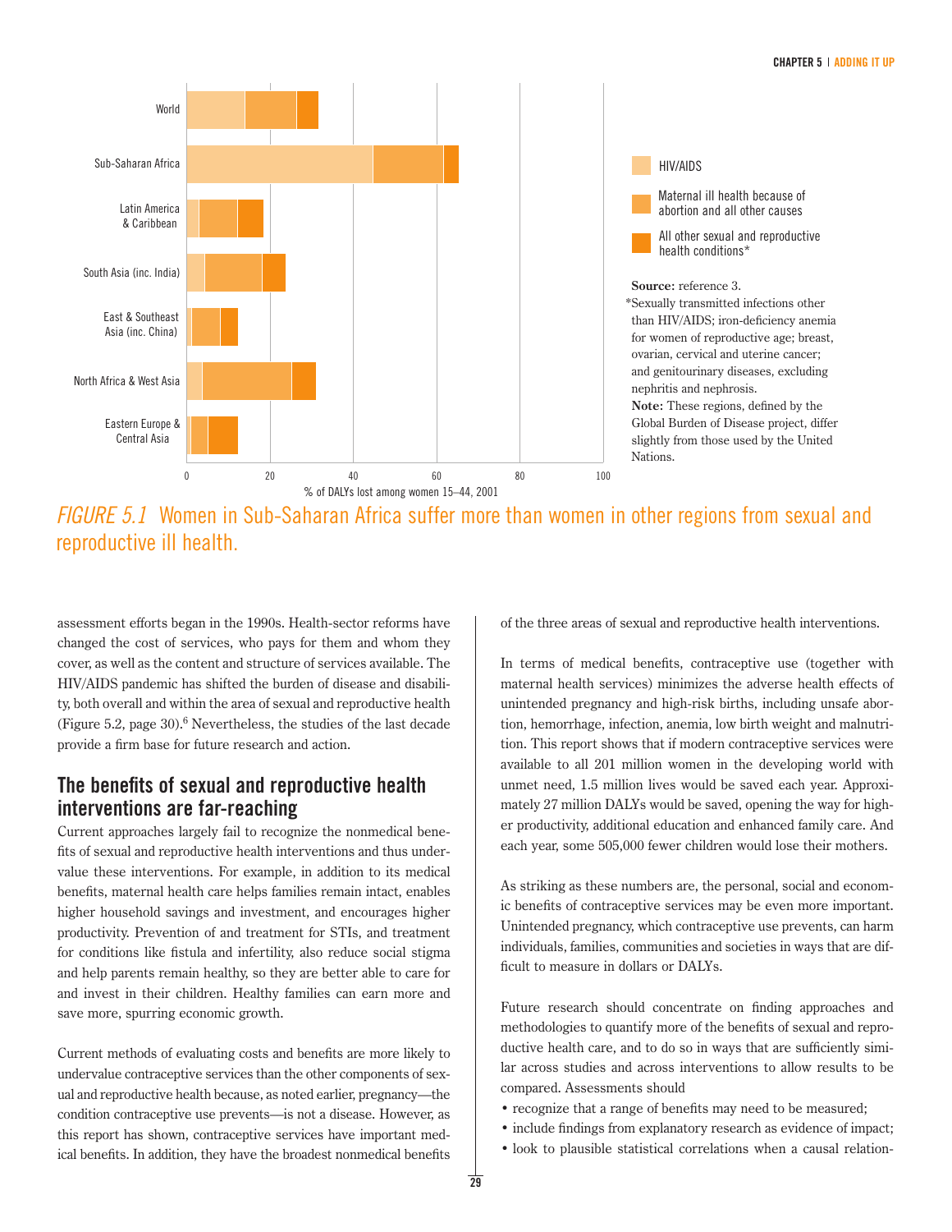HIV/AIDS

Maternal ill health because of abortion and all other causes

All other sexual and reproductive health conditions*

**Source:** reference 3.

*Sexually transmitted infections other than HIV/AIDS; iron-deficiency anemia for women of reproductive age; breast, ovarian, cervical and uterine cancer; and genitourinary diseases, excluding nephritis and nephrosis.

**Note:** These regions, defined by the Global Burden of Disease project, differ slightly from those used by the United Nations.

*FIGURE 5.1* Women in Sub-Saharan Africa suffer more than women in other regions from sexual and reproductive ill health.

assessment efforts began in the 1990s. Health-sector reforms have changed the cost of services, who pays for them and whom they cover, as well as the content and structure of services available. The HIV/AIDS pandemic has shifted the burden of disease and disability, both overall and within the area of sexual and reproductive health (Figure 5.2, page 30).[6] Nevertheless, the studies of the last decade provide a firm base for future research and action.

## The benefits of sexual and reproductive health interventions are far-reaching

Current approaches largely fail to recognize the nonmedical benefits of sexual and reproductive health interventions and thus undervalue these interventions. For example, in addition to its medical benefits, maternal health care helps families remain intact, enables higher household savings and investment, and encourages higher productivity. Prevention of and treatment for STIs, and treatment for conditions like fistula and infertility, also reduce social stigma and help parents remain healthy, so they are better able to care for and invest in their children. Healthy families can earn more and save more, spurring economic growth.

Current methods of evaluating costs and benefits are more likely to undervalue contraceptive services than the other components of sexual and reproductive health because, as noted earlier, pregnancy—the condition contraceptive use prevents—is not a disease. However, as this report has shown, contraceptive services have important medical benefits. In addition, they have the broadest nonmedical benefits of the three areas of sexual and reproductive health interventions.

In terms of medical benefits, contraceptive use (together with maternal health services) minimizes the adverse health effects of unintended pregnancy and high-risk births, including unsafe abortion, hemorrhage, infection, anemia, low birth weight and malnutrition. This report shows that if modern contraceptive services were available to all 201 million women in the developing world with unmet need, 1.5 million lives would be saved each year. Approximately 27 million DALYs would be saved, opening the way for higher productivity, additional education and enhanced family care. And each year, some 505,000 fewer children would lose their mothers.

As striking as these numbers are, the personal, social and economic benefits of contraceptive services may be even more important. Unintended pregnancy, which contraceptive use prevents, can harm individuals, families, communities and societies in ways that are difficult to measure in dollars or DALYs.

Future research should concentrate on finding approaches and methodologies to quantify more of the benefits of sexual and reproductive health care, and to do so in ways that are sufficiently similar across studies and across interventions to allow results to be compared. Assessments should

- recognize that a range of benefits may need to be measured;
- include findings from explanatory research as evidence of impact;
- look to plausible statistical correlations when a causal relation-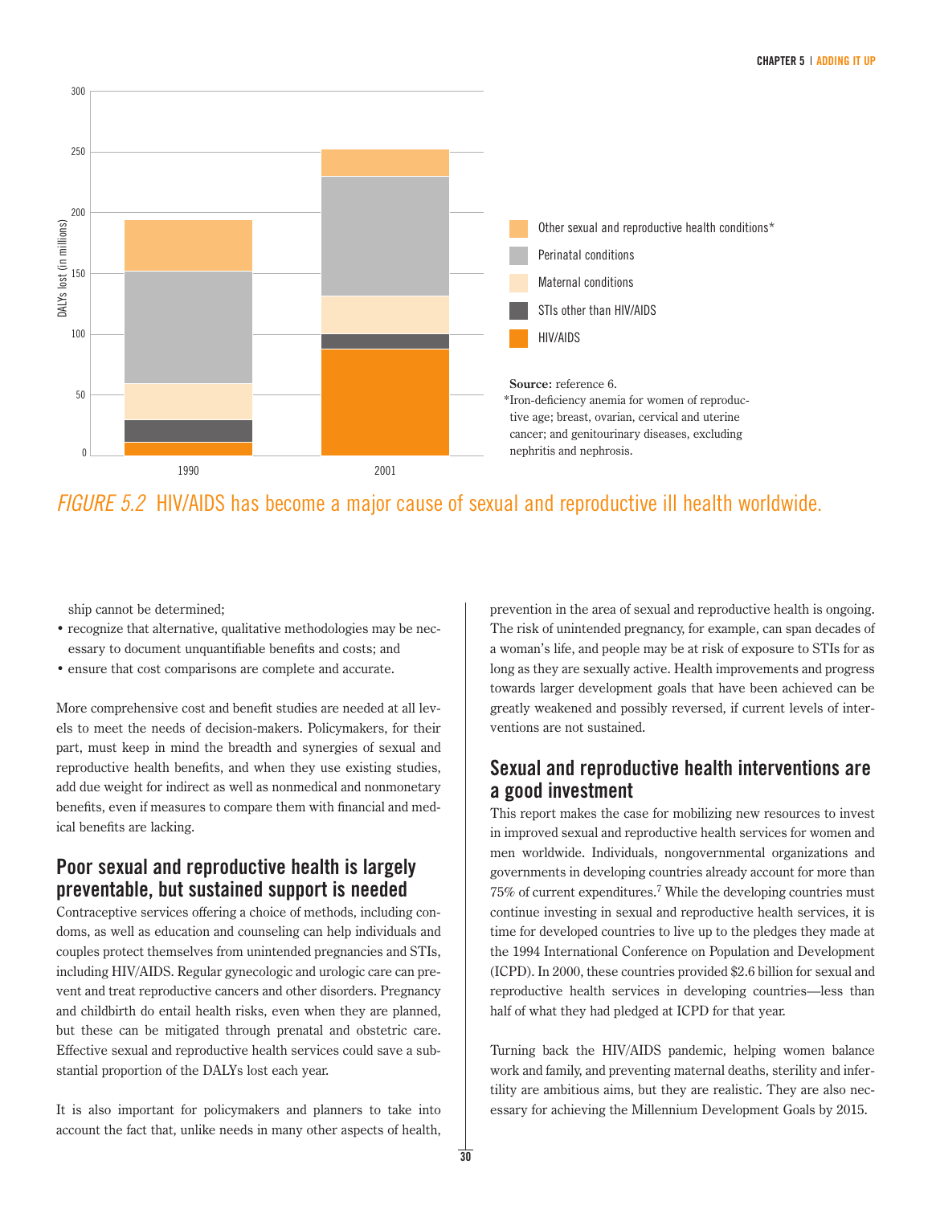FIGURE 5.2 HIV/AIDS has become a major cause of sexual and reproductive ill health worldwide.

**Source:** reference 6.

*Iron-deficiency anemia for women of reproductive age; breast, ovarian, cervical and uterine cancer; and genitourinary diseases, excluding nephritis and nephrosis.

ship cannot be determined;

- recognize that alternative, qualitative methodologies may be necessary to document unquantifiable benefits and costs; and
- ensure that cost comparisons are complete and accurate.

More comprehensive cost and benefit studies are needed at all levels to meet the needs of decision-makers. Policymakers, for their part, must keep in mind the breadth and synergies of sexual and reproductive health benefits, and when they use existing studies, add due weight for indirect as well as nonmedical and nonmonetary benefits, even if measures to compare them with financial and medical benefits are lacking.

## Poor sexual and reproductive health is largely preventable, but sustained support is needed

Contraceptive services offering a choice of methods, including condoms, as well as education and counseling can help individuals and couples protect themselves from unintended pregnancies and STIs, including HIV/AIDS. Regular gynecologic and urologic care can prevent and treat reproductive cancers and other disorders. Pregnancy and childbirth do entail health risks, even when they are planned, but these can be mitigated through prenatal and obstetric care. Effective sexual and reproductive health services could save a substantial proportion of the DALYs lost each year.

It is also important for policymakers and planners to take into account the fact that, unlike needs in many other aspects of health, prevention in the area of sexual and reproductive health is ongoing. The risk of unintended pregnancy, for example, can span decades of a woman's life, and people may be at risk of exposure to STIs for as long as they are sexually active. Health improvements and progress towards larger development goals that have been achieved can be greatly weakened and possibly reversed, if current levels of interventions are not sustained.

## Sexual and reproductive health interventions are a good investment

This report makes the case for mobilizing new resources to invest in improved sexual and reproductive health services for women and men worldwide. Individuals, nongovernmental organizations and governments in developing countries already account for more than 75% of current expenditures.[7] While the developing countries must continue investing in sexual and reproductive health services, it is time for developed countries to live up to the pledges they made at the 1994 International Conference on Population and Development (ICPD). In 2000, these countries provided $2.6 billion for sexual and reproductive health services in developing countries—less than half of what they had pledged at ICPD for that year.

Turning back the HIV/AIDS pandemic, helping women balance work and family, and preventing maternal deaths, sterility and infertility are ambitious aims, but they are realistic. They are also necessary for achieving the Millennium Development Goals by 2015.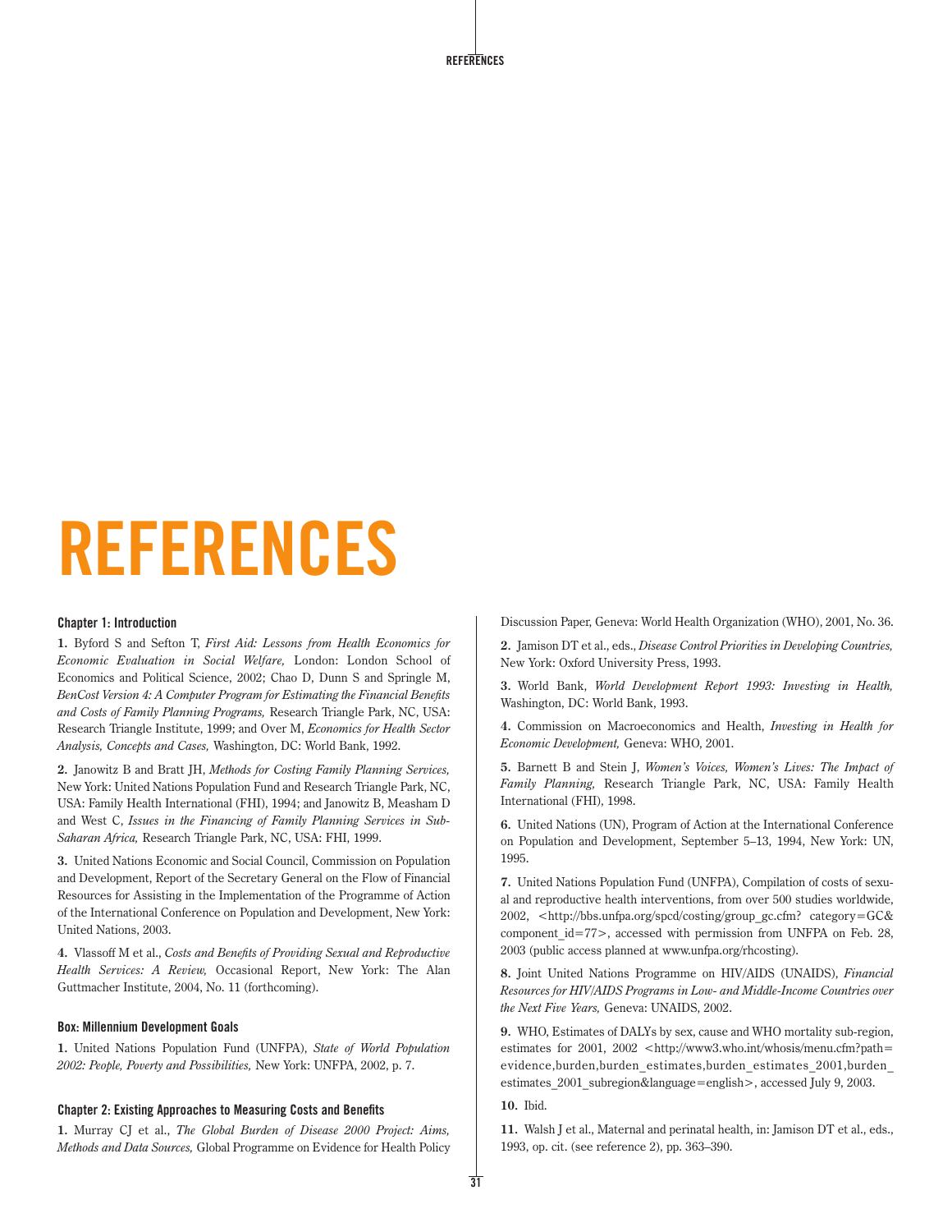# REFERENCES

### Chapter 1: Introduction

**1.** Byford S and Sefton T, *First Aid: Lessons from Health Economics for Economic Evaluation in Social Welfare,* London: London School of Economics and Political Science, 2002; Chao D, Dunn S and Springle M, *BenCost Version 4: A Computer Program for Estimating the Financial Benefits and Costs of Family Planning Programs,* Research Triangle Park, NC, USA: Research Triangle Institute, 1999; and Over M, *Economics for Health Sector Analysis, Concepts and Cases,* Washington, DC: World Bank, 1992.

**2.** Janowitz B and Bratt JH, *Methods for Costing Family Planning Services,* New York: United Nations Population Fund and Research Triangle Park, NC, USA: Family Health International (FHI), 1994; and Janowitz B, Measham D and West C, *Issues in the Financing of Family Planning Services in Sub-Saharan Africa,* Research Triangle Park, NC, USA: FHI, 1999.

**3.** United Nations Economic and Social Council, Commission on Population and Development, Report of the Secretary General on the Flow of Financial Resources for Assisting in the Implementation of the Programme of Action of the International Conference on Population and Development, New York: United Nations, 2003.

**4.** Vlassoff M et al., *Costs and Benefits of Providing Sexual and Reproductive Health Services: A Review,* Occasional Report, New York: The Alan Guttmacher Institute, 2004, No. 11 (forthcoming).

### Box: Millennium Development Goals

**1.** United Nations Population Fund (UNFPA), *State of World Population 2002: People, Poverty and Possibilities,* New York: UNFPA, 2002, p. 7.

### Chapter 2: Existing Approaches to Measuring Costs and Benefits

**1.** Murray CJ et al., *The Global Burden of Disease 2000 Project: Aims, Methods and Data Sources,* Global Programme on Evidence for Health Policy Discussion Paper, Geneva: World Health Organization (WHO), 2001, No. 36.

**2.** Jamison DT et al., eds., *Disease Control Priorities in Developing Countries,* New York: Oxford University Press, 1993.

**3.** World Bank, *World Development Report 1993: Investing in Health,* Washington, DC: World Bank, 1993.

**4.** Commission on Macroeconomics and Health, *Investing in Health for Economic Development,* Geneva: WHO, 2001.

**5.** Barnett B and Stein J, *Women's Voices, Women's Lives: The Impact of Family Planning,* Research Triangle Park, NC, USA: Family Health International (FHI), 1998.

**6.** United Nations (UN), Program of Action at the International Conference on Population and Development, September 5–13, 1994, New York: UN, 1995.

**7.** United Nations Population Fund (UNFPA), Compilation of costs of sexual and reproductive health interventions, from over 500 studies worldwide, 2002, <http://bbs.unfpa.org/spcd/costing/group_gc.cfm? category=GC&component_id=77>, accessed with permission from UNFPA on Feb. 28, 2003 (public access planned at www.unfpa.org/rhcosting).

**8.** Joint United Nations Programme on HIV/AIDS (UNAIDS), *Financial Resources for HIV/AIDS Programs in Low- and Middle-Income Countries over the Next Five Years,* Geneva: UNAIDS, 2002.

**9.** WHO, Estimates of DALYs by sex, cause and WHO mortality sub-region, estimates for 2001, 2002 <http://www3.who.int/whosis/menu.cfm?path=evidence,burden,burden_estimates,burden_estimates_2001,burden_estimates_2001_subregion&language=english>, accessed July 9, 2003.

**10.** Ibid.

**11.** Walsh J et al., Maternal and perinatal health, in: Jamison DT et al., eds., 1993, op. cit. (see reference 2), pp. 363–390.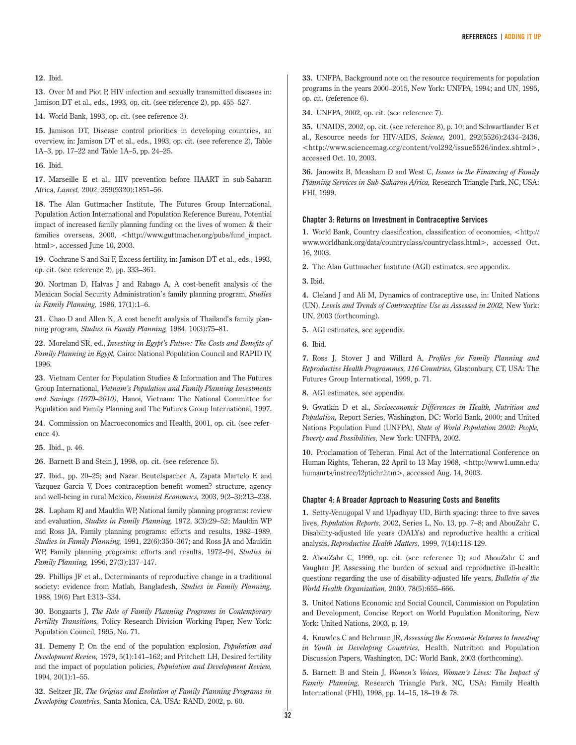**12.** Ibid.

**13.** Over M and Piot P, HIV infection and sexually transmitted diseases in: Jamison DT et al., eds., 1993, op. cit. (see reference 2), pp. 455–527.

**14.** World Bank, 1993, op. cit. (see reference 3).

**15.** Jamison DT, Disease control priorities in developing countries, an overview, in: Jamison DT et al., eds., 1993, op. cit. (see reference 2), Table 1A–3, pp. 17–22 and Table 1A–5, pp. 24–25.

**16.** Ibid.

**17.** Marseille E et al., HIV prevention before HAART in sub-Saharan Africa, *Lancet,* 2002, 359(9320):1851–56.

**18.** The Alan Guttmacher Institute, The Futures Group International, Population Action International and Population Reference Bureau, Potential impact of increased family planning funding on the lives of women & their families overseas, 2000, <http://www.guttmacher.org/pubs/fund_impact.html>, accessed June 10, 2003.

**19.** Cochrane S and Sai F, Excess fertility, in: Jamison DT et al., eds., 1993, op. cit. (see reference 2), pp. 333–361.

**20.** Nortman D, Halvas J and Rabago A, A cost-benefit analysis of the Mexican Social Security Administration's family planning program, *Studies in Family Planning,* 1986, 17(1):1–6.

**21.** Chao D and Allen K, A cost benefit analysis of Thailand's family planning program, *Studies in Family Planning,* 1984, 10(3):75–81.

**22.** Moreland SR, ed., *Investing in Egypt's Future: The Costs and Benefits of Family Planning in Egypt,* Cairo: National Population Council and RAPID IV, 1996.

**23.** Vietnam Center for Population Studies & Information and The Futures Group International, *Vietnam's Population and Family Planning Investments and Savings (1979–2010)*, Hanoi, Vietnam: The National Committee for Population and Family Planning and The Futures Group International, 1997.

**24.** Commission on Macroeconomics and Health, 2001, op. cit. (see reference 4).

**25.** Ibid., p. 46.

**26.** Barnett B and Stein J, 1998, op. cit. (see reference 5).

**27.** Ibid., pp. 20–25; and Nazar Beutelspacher A, Zapata Martelo E and Vazquez Garcia V, Does contraception benefit women? structure, agency and well-being in rural Mexico, *Feminist Economics,* 2003, 9(2–3):213–238.

**28.** Lapham RJ and Mauldin WP, National family planning programs: review and evaluation, *Studies in Family Planning,* 1972, 3(3):29–52; Mauldin WP and Ross JA, Family planning programs: efforts and results, 1982–1989, *Studies in Family Planning,* 1991, 22(6):350–367; and Ross JA and Mauldin WP, Family planning programs: efforts and results, 1972–94, *Studies in Family Planning,* 1996, 27(3):137–147.

**29.** Phillips JF et al., Determinants of reproductive change in a traditional society: evidence from Matlab, Bangladesh, *Studies in Family Planning,* 1988, 19(6) Part I:313–334.

**30.** Bongaarts J, *The Role of Family Planning Programs in Contemporary Fertility Transitions,* Policy Research Division Working Paper, New York: Population Council, 1995, No. 71.

**31.** Demeny P, On the end of the population explosion, *Population and Development Review,* 1979, 5(1):141–162; and Pritchett LH, Desired fertility and the impact of population policies, *Population and Development Review,* 1994, 20(1):1–55.

**32.** Seltzer JR, *The Origins and Evolution of Family Planning Programs in Developing Countries,* Santa Monica, CA, USA: RAND, 2002, p. 60.

**33.** UNFPA, Background note on the resource requirements for population programs in the years 2000–2015, New York: UNFPA, 1994; and UN, 1995, op. cit. (reference 6).

**34.** UNFPA, 2002, op. cit. (see reference 7).

**35.** UNAIDS, 2002, op. cit. (see reference 8), p. 10; and Schwartlander B et al., Resource needs for HIV/AIDS, *Science,* 2001, 292(5526):2434–2436, <http://www.sciencemag.org/content/vol292/issue5526/index.shtml>, accessed Oct. 10, 2003.

**36.** Janowitz B, Measham D and West C, *Issues in the Financing of Family Planning Services in Sub-Saharan Africa,* Research Triangle Park, NC, USA: FHI, 1999.

#### Chapter 3: Returns on Investment in Contraceptive Services

**1.** World Bank, Country classification, classification of economies, <http://www.worldbank.org/data/countryclass/countryclass.html>, accessed Oct. 16, 2003.

**2.** The Alan Guttmacher Institute (AGI) estimates, see appendix.

**3.** Ibid.

**4.** Cleland J and Ali M, Dynamics of contraceptive use, in: United Nations (UN), *Levels and Trends of Contraceptive Use as Assessed in 2002,* New York: UN, 2003 (forthcoming).

**5.** AGI estimates, see appendix.

**6.** Ibid.

**7.** Ross J, Stover J and Willard A, *Profiles for Family Planning and Reproductive Health Programmes, 116 Countries,* Glastonbury, CT, USA: The Futures Group International, 1999, p. 71.

**8.** AGI estimates, see appendix.

**9.** Gwatkin D et al., *Socioeconomic Differences in Health, Nutrition and Population,* Report Series, Washington, DC: World Bank, 2000; and United Nations Population Fund (UNFPA), *State of World Population 2002: People, Poverty and Possibilities,* New York: UNFPA, 2002.

**10.** Proclamation of Teheran, Final Act of the International Conference on Human Rights, Teheran, 22 April to 13 May 1968, <http://www1.umn.edu/humanrts/instree/l2ptichr.htm>, accessed Aug. 14, 2003.

#### Chapter 4: A Broader Approach to Measuring Costs and Benefits

**1.** Setty-Venugopal V and Upadhyay UD, Birth spacing: three to five saves lives, *Population Reports,* 2002, Series L, No. 13, pp. 7–8; and AbouZahr C, Disability-adjusted life years (DALYs) and reproductive health: a critical analysis, *Reproductive Health Matters,* 1999, 7(14):118-129.

**2.** AbouZahr C, 1999, op. cit. (see reference 1); and AbouZahr C and Vaughan JP, Assessing the burden of sexual and reproductive ill-health: questions regarding the use of disability-adjusted life years, *Bulletin of the World Health Organization,* 2000, 78(5):655–666.

**3.** United Nations Economic and Social Council, Commission on Population and Development, Concise Report on World Population Monitoring, New York: United Nations, 2003, p. 19.

**4.** Knowles C and Behrman JR, *Assessing the Economic Returns to Investing in Youth in Developing Countries,* Health, Nutrition and Population Discussion Papers, Washington, DC: World Bank, 2003 (forthcoming).

**5.** Barnett B and Stein J, *Women's Voices, Women's Lives: The Impact of Family Planning,* Research Triangle Park, NC, USA: Family Health International (FHI), 1998, pp. 14–15, 18–19 & 78.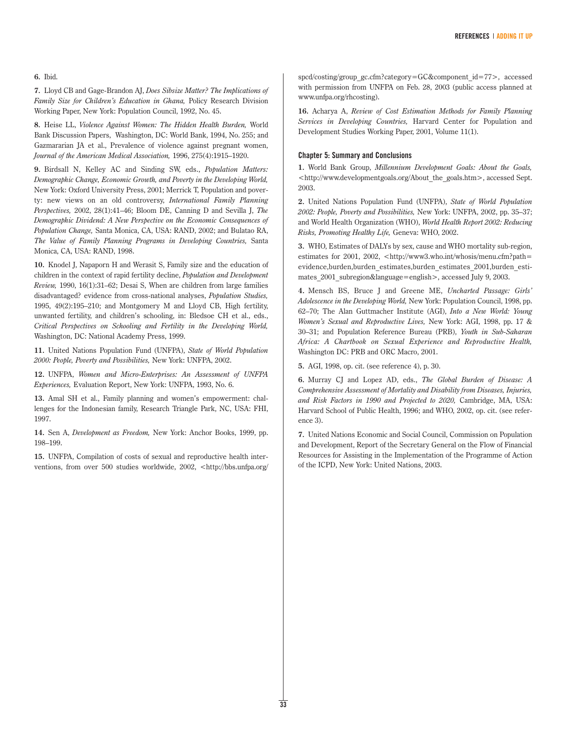**6.** Ibid.

**7.** Lloyd CB and Gage-Brandon AJ, *Does Sibsize Matter? The Implications of Family Size for Children's Education in Ghana,* Policy Research Division Working Paper, New York: Population Council, 1992, No. 45.

**8.** Heise LL, *Violence Against Women: The Hidden Health Burden,* World Bank Discussion Papers, Washington, DC: World Bank, 1994, No. 255; and Gazmararian JA et al., Prevalence of violence against pregnant women, *Journal of the American Medical Association,* 1996, 275(4):1915–1920.

**9.** Birdsall N, Kelley AC and Sinding SW, eds., *Population Matters: Demographic Change, Economic Growth, and Poverty in the Developing World,* New York: Oxford University Press, 2001; Merrick T, Population and poverty: new views on an old controversy, *International Family Planning Perspectives,* 2002, 28(1):41–46; Bloom DE, Canning D and Sevilla J, *The Demographic Dividend: A New Perspective on the Economic Consequences of Population Change,* Santa Monica, CA, USA: RAND, 2002; and Bulatao RA, *The Value of Family Planning Programs in Developing Countries,* Santa Monica, CA, USA: RAND, 1998.

**10.** Knodel J, Napaporn H and Werasit S, Family size and the education of children in the context of rapid fertility decline, *Population and Development Review,* 1990, 16(1):31–62; Desai S, When are children from large families disadvantaged? evidence from cross-national analyses, *Population Studies,* 1995, 49(2):195–210; and Montgomery M and Lloyd CB, High fertility, unwanted fertility, and children's schooling, in: Bledsoe CH et al., eds., *Critical Perspectives on Schooling and Fertility in the Developing World,* Washington, DC: National Academy Press, 1999.

**11.** United Nations Population Fund (UNFPA), *State of World Population 2000: People, Poverty and Possibilities,* New York: UNFPA, 2002.

**12.** UNFPA, *Women and Micro-Enterprises: An Assessment of UNFPA Experiences,* Evaluation Report, New York: UNFPA, 1993, No. 6.

**13.** Amal SH et al., Family planning and women's empowerment: challenges for the Indonesian family, Research Triangle Park, NC, USA: FHI, 1997.

**14.** Sen A, *Development as Freedom,* New York: Anchor Books, 1999, pp. 198–199.

**15.** UNFPA, Compilation of costs of sexual and reproductive health interventions, from over 500 studies worldwide, 2002, <http://bbs.unfpa.org/spcd/costing/group_gc.cfm?category=GC&component_id=77>, accessed with permission from UNFPA on Feb. 28, 2003 (public access planned at www.unfpa.org/rhcosting).

**16.** Acharya A, *Review of Cost Estimation Methods for Family Planning Services in Developing Countries,* Harvard Center for Population and Development Studies Working Paper, 2001, Volume 11(1).

### Chapter 5: Summary and Conclusions

**1.** World Bank Group, *Millennium Development Goals: About the Goals,* <http://www.developmentgoals.org/About_the_goals.htm>, accessed Sept. 2003.

**2.** United Nations Population Fund (UNFPA), *State of World Population 2002: People, Poverty and Possibilities,* New York: UNFPA, 2002, pp. 35–37; and World Health Organization (WHO), *World Health Report 2002: Reducing Risks, Promoting Healthy Life,* Geneva: WHO, 2002.

**3.** WHO, Estimates of DALYs by sex, cause and WHO mortality sub-region, estimates for 2001, 2002, <http://www3.who.int/whosis/menu.cfm?path=evidence,burden,burden_estimates,burden_estimates_2001,burden_estimates_2001_subregion&language=english>, accessed July 9, 2003.

**4.** Mensch BS, Bruce J and Greene ME, *Uncharted Passage: Girls' Adolescence in the Developing World,* New York: Population Council, 1998, pp. 62–70; The Alan Guttmacher Institute (AGI), *Into a New World: Young Women's Sexual and Reproductive Lives,* New York: AGI, 1998, pp. 17 & 30–31; and Population Reference Bureau (PRB), *Youth in Sub-Saharan Africa: A Chartbook on Sexual Experience and Reproductive Health,* Washington DC: PRB and ORC Macro, 2001.

**5.** AGI, 1998, op. cit. (see reference 4), p. 30.

**6.** Murray CJ and Lopez AD, eds., *The Global Burden of Disease: A Comprehensive Assessment of Mortality and Disability from Diseases, Injuries, and Risk Factors in 1990 and Projected to 2020,* Cambridge, MA, USA: Harvard School of Public Health, 1996; and WHO, 2002, op. cit. (see reference 3).

**7.** United Nations Economic and Social Council, Commission on Population and Development, Report of the Secretary General on the Flow of Financial Resources for Assisting in the Implementation of the Programme of Action of the ICPD, New York: United Nations, 2003.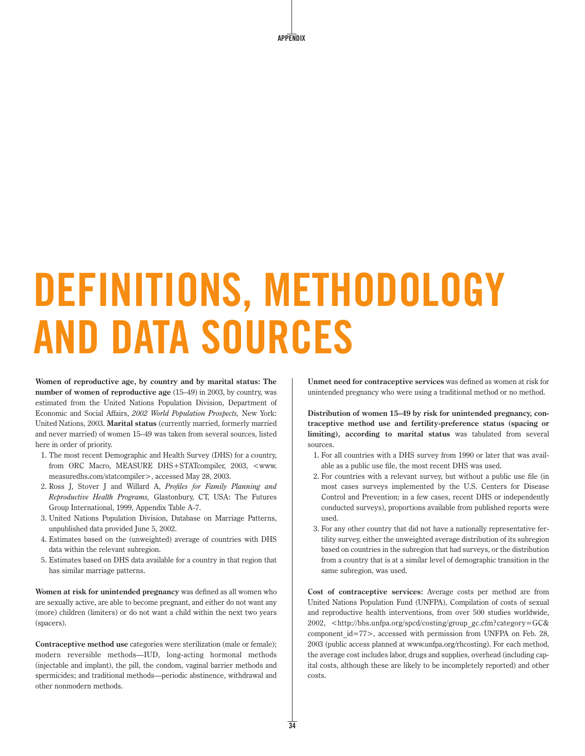# DEFINITIONS, METHODOLOGY AND DATA SOURCES

**Women of reproductive age, by country and by marital status: The number of women of reproductive age** (15–49) in 2003, by country, was estimated from the United Nations Population Division, Department of Economic and Social Affairs, *2002 World Population Prospects,* New York: United Nations, 2003. **Marital status** (currently married, formerly married and never married) of women 15–49 was taken from several sources, listed here in order of priority.

1. The most recent Demographic and Health Survey (DHS) for a country, from ORC Macro, MEASURE DHS+STATcompiler, 2003, <www.measuredhs.com/statcompiler>, accessed May 28, 2003.
2. Ross J, Stover J and Willard A, *Profiles for Family Planning and Reproductive Health Programs,* Glastonbury, CT, USA: The Futures Group International, 1999, Appendix Table A-7.
3. United Nations Population Division, Database on Marriage Patterns, unpublished data provided June 5, 2002.
4. Estimates based on the (unweighted) average of countries with DHS data within the relevant subregion.
5. Estimates based on DHS data available for a country in that region that has similar marriage patterns.

**Women at risk for unintended pregnancy** was defined as all women who are sexually active, are able to become pregnant, and either do not want any (more) children (limiters) or do not want a child within the next two years (spacers).

**Contraceptive method use** categories were sterilization (male or female); modern reversible methods—IUD, long-acting hormonal methods (injectable and implant), the pill, the condom, vaginal barrier methods and spermicides; and traditional methods—periodic abstinence, withdrawal and other nonmodern methods.

**Unmet need for contraceptive services** was defined as women at risk for unintended pregnancy who were using a traditional method or no method.

**Distribution of women 15–49 by risk for unintended pregnancy, contraceptive method use and fertility-preference status (spacing or limiting), according to marital status** was tabulated from several sources.

1. For all countries with a DHS survey from 1990 or later that was available as a public use file, the most recent DHS was used.
2. For countries with a relevant survey, but without a public use file (in most cases surveys implemented by the U.S. Centers for Disease Control and Prevention; in a few cases, recent DHS or independently conducted surveys), proportions available from published reports were used.
3. For any other country that did not have a nationally representative fertility survey, either the unweighted average distribution of its subregion based on countries in the subregion that had surveys, or the distribution from a country that is at a similar level of demographic transition in the same subregion, was used.

**Cost of contraceptive services:** Average costs per method are from United Nations Population Fund (UNFPA), Compilation of costs of sexual and reproductive health interventions, from over 500 studies worldwide, 2002, <http://bbs.unfpa.org/spcd/costing/group_gc.cfm?category=GC&component_id=77>, accessed with permission from UNFPA on Feb. 28, 2003 (public access planned at www.unfpa.org/rhcosting). For each method, the average cost includes labor, drugs and supplies, overhead (including capital costs, although these are likely to be incompletely reported) and other costs.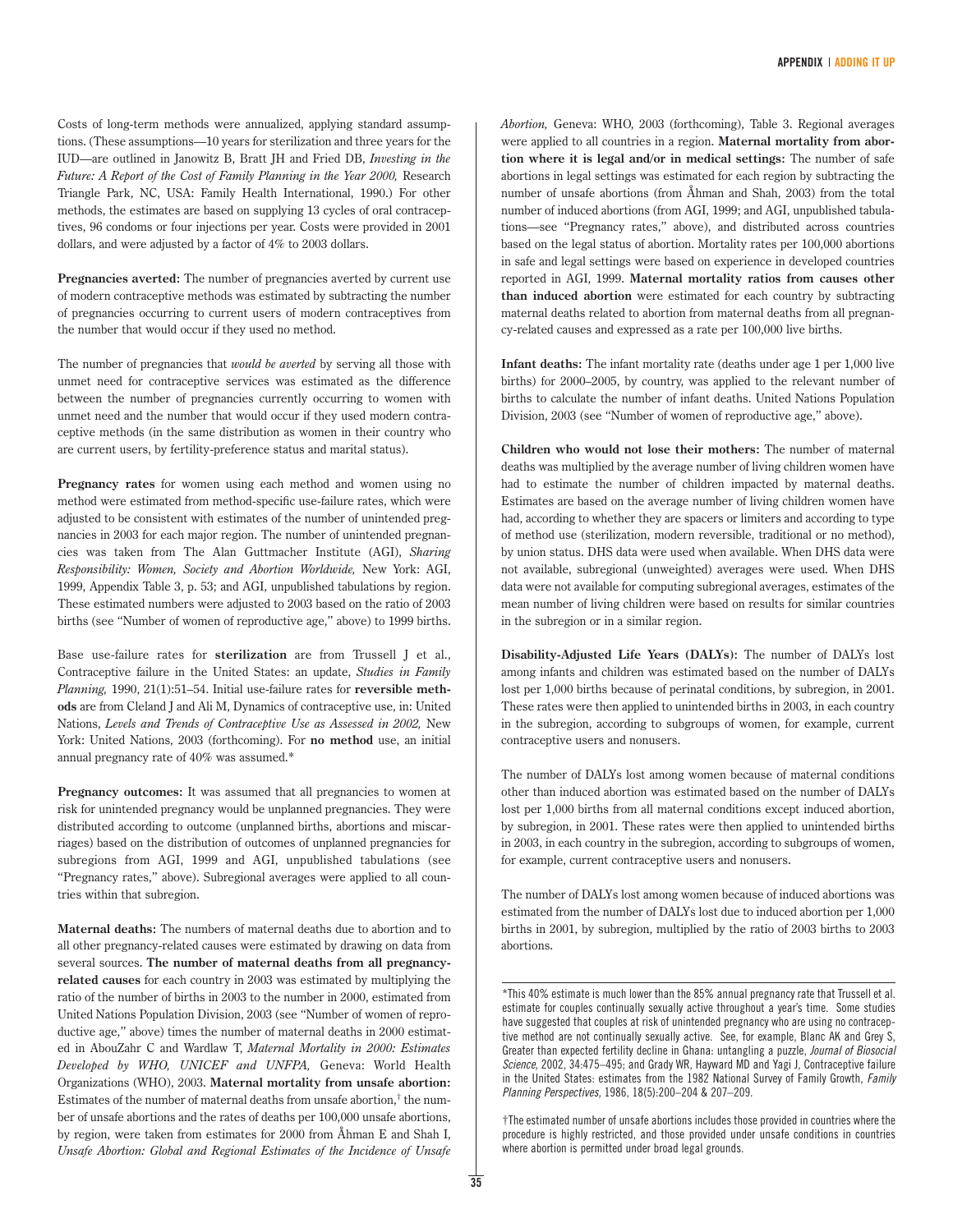Costs of long-term methods were annualized, applying standard assumptions. (These assumptions—10 years for sterilization and three years for the IUD—are outlined in Janowitz B, Bratt JH and Fried DB, *Investing in the Future: A Report of the Cost of Family Planning in the Year 2000,* Research Triangle Park, NC, USA: Family Health International, 1990.) For other methods, the estimates are based on supplying 13 cycles of oral contraceptives, 96 condoms or four injections per year. Costs were provided in 2001 dollars, and were adjusted by a factor of 4% to 2003 dollars.

**Pregnancies averted:** The number of pregnancies averted by current use of modern contraceptive methods was estimated by subtracting the number of pregnancies occurring to current users of modern contraceptives from the number that would occur if they used no method.

The number of pregnancies that *would be averted* by serving all those with unmet need for contraceptive services was estimated as the difference between the number of pregnancies currently occurring to women with unmet need and the number that would occur if they used modern contraceptive methods (in the same distribution as women in their country who are current users, by fertility-preference status and marital status).

**Pregnancy rates** for women using each method and women using no method were estimated from method-specific use-failure rates, which were adjusted to be consistent with estimates of the number of unintended pregnancies in 2003 for each major region. The number of unintended pregnancies was taken from The Alan Guttmacher Institute (AGI), *Sharing Responsibility: Women, Society and Abortion Worldwide,* New York: AGI, 1999, Appendix Table 3, p. 53; and AGI, unpublished tabulations by region. These estimated numbers were adjusted to 2003 based on the ratio of 2003 births (see "Number of women of reproductive age," above) to 1999 births.

Base use-failure rates for **sterilization** are from Trussell J et al., Contraceptive failure in the United States: an update, *Studies in Family Planning,* 1990, 21(1):51–54. Initial use-failure rates for **reversible methods** are from Cleland J and Ali M, Dynamics of contraceptive use, in: United Nations, *Levels and Trends of Contraceptive Use as Assessed in 2002,* New York: United Nations, 2003 (forthcoming). For **no method** use, an initial annual pregnancy rate of 40% was assumed.*

**Pregnancy outcomes:** It was assumed that all pregnancies to women at risk for unintended pregnancy would be unplanned pregnancies. They were distributed according to outcome (unplanned births, abortions and miscarriages) based on the distribution of outcomes of unplanned pregnancies for subregions from AGI, 1999 and AGI, unpublished tabulations (see "Pregnancy rates," above). Subregional averages were applied to all countries within that subregion.

**Maternal deaths:** The numbers of maternal deaths due to abortion and to all other pregnancy-related causes were estimated by drawing on data from several sources. **The number of maternal deaths from all pregnancy-related causes** for each country in 2003 was estimated by multiplying the ratio of the number of births in 2003 to the number in 2000, estimated from United Nations Population Division, 2003 (see "Number of women of reproductive age," above) times the number of maternal deaths in 2000 estimated in AbouZahr C and Wardlaw T, *Maternal Mortality in 2000: Estimates Developed by WHO, UNICEF and UNFPA,* Geneva: World Health Organizations (WHO), 2003. **Maternal mortality from unsafe abortion:** Estimates of the number of maternal deaths from unsafe abortion,† the number of unsafe abortions and the rates of deaths per 100,000 unsafe abortions, by region, were taken from estimates for 2000 from Åhman E and Shah I, *Unsafe Abortion: Global and Regional Estimates of the Incidence of Unsafe Abortion,* Geneva: WHO, 2003 (forthcoming), Table 3. Regional averages were applied to all countries in a region. **Maternal mortality from abortion where it is legal and/or in medical settings:** The number of safe abortions in legal settings was estimated for each region by subtracting the number of unsafe abortions (from Åhman and Shah, 2003) from the total number of induced abortions (from AGI, 1999; and AGI, unpublished tabulations—see "Pregnancy rates," above), and distributed across countries based on the legal status of abortion. Mortality rates per 100,000 abortions in safe and legal settings were based on experience in developed countries reported in AGI, 1999. **Maternal mortality ratios from causes other than induced abortion** were estimated for each country by subtracting maternal deaths related to abortion from maternal deaths from all pregnancy-related causes and expressed as a rate per 100,000 live births.

**Infant deaths:** The infant mortality rate (deaths under age 1 per 1,000 live births) for 2000–2005, by country, was applied to the relevant number of births to calculate the number of infant deaths. United Nations Population Division, 2003 (see "Number of women of reproductive age," above).

**Children who would not lose their mothers:** The number of maternal deaths was multiplied by the average number of living children women have had to estimate the number of children impacted by maternal deaths. Estimates are based on the average number of living children women have had, according to whether they are spacers or limiters and according to type of method use (sterilization, modern reversible, traditional or no method), by union status. DHS data were used when available. When DHS data were not available, subregional (unweighted) averages were used. When DHS data were not available for computing subregional averages, estimates of the mean number of living children were based on results for similar countries in the subregion or in a similar region.

**Disability-Adjusted Life Years (DALYs):** The number of DALYs lost among infants and children was estimated based on the number of DALYs lost per 1,000 births because of perinatal conditions, by subregion, in 2001. These rates were then applied to unintended births in 2003, in each country in the subregion, according to subgroups of women, for example, current contraceptive users and nonusers.

The number of DALYs lost among women because of maternal conditions other than induced abortion was estimated based on the number of DALYs lost per 1,000 births from all maternal conditions except induced abortion, by subregion, in 2001. These rates were then applied to unintended births in 2003, in each country in the subregion, according to subgroups of women, for example, current contraceptive users and nonusers.

The number of DALYs lost among women because of induced abortions was estimated from the number of DALYs lost due to induced abortion per 1,000 births in 2001, by subregion, multiplied by the ratio of 2003 births to 2003 abortions.

---

*This 40% estimate is much lower than the 85% annual pregnancy rate that Trussell et al. estimate for couples continually sexually active throughout a year's time. Some studies have suggested that couples at risk of unintended pregnancy who are using no contraceptive method are not continually sexually active. See, for example, Blanc AK and Grey S, Greater than expected fertility decline in Ghana: untangling a puzzle, *Journal of Biosocial Science,* 2002, 34:475–495; and Grady WR, Hayward MD and Yagi J, Contraceptive failure in the United States: estimates from the 1982 National Survey of Family Growth, *Family Planning Perspectives,* 1986, 18(5):200–204 & 207–209.

†The estimated number of unsafe abortions includes those provided in countries where the procedure is highly restricted, and those provided under unsafe conditions in countries where abortion is permitted under broad legal grounds.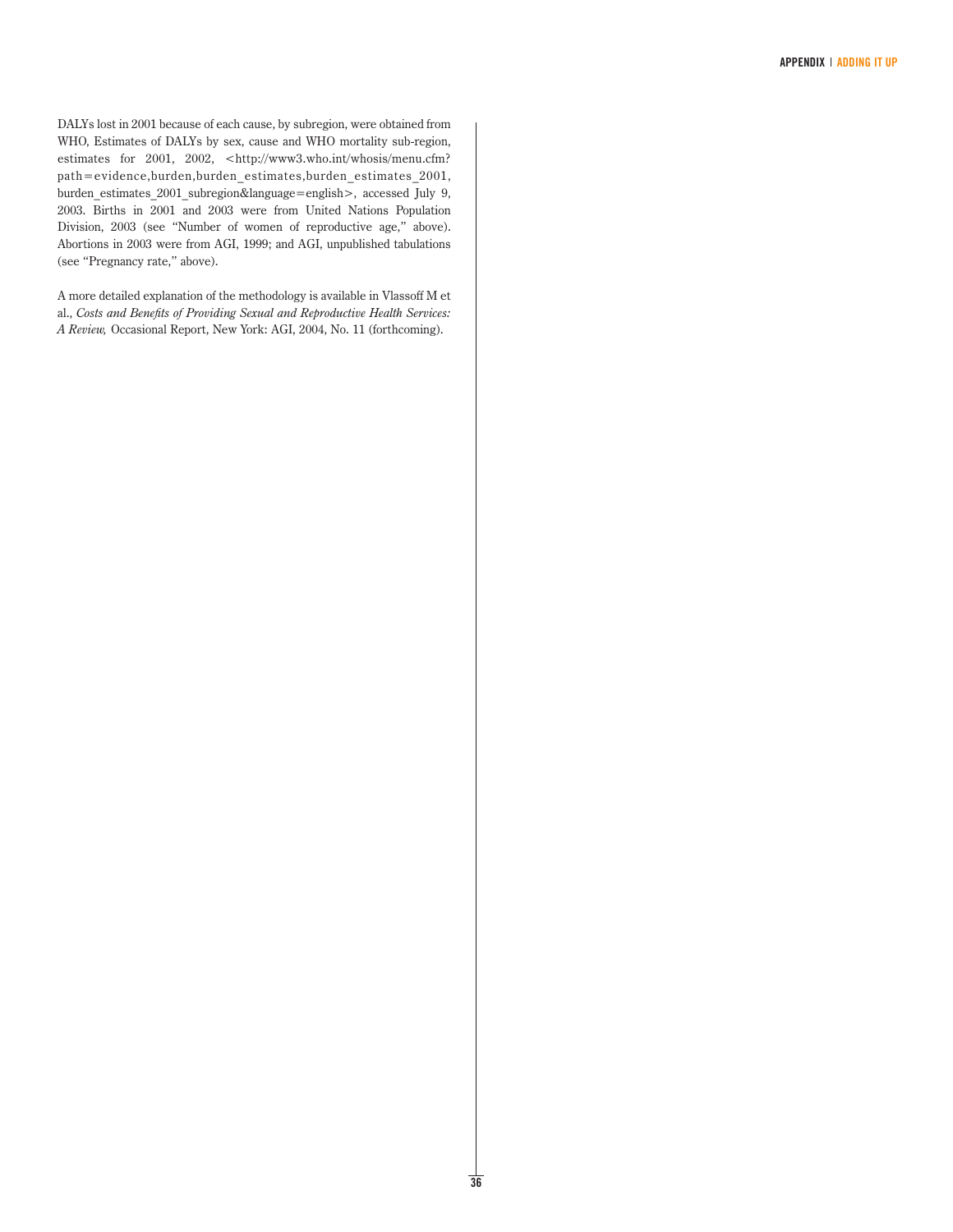DALYs lost in 2001 because of each cause, by subregion, were obtained from WHO, Estimates of DALYs by sex, cause and WHO mortality sub-region, estimates for 2001, 2002, <http://www3.who.int/whosis/menu.cfm?path=evidence,burden,burden_estimates,burden_estimates_2001,burden_estimates_2001_subregion&language=english>, accessed July 9, 2003. Births in 2001 and 2003 were from United Nations Population Division, 2003 (see "Number of women of reproductive age," above). Abortions in 2003 were from AGI, 1999; and AGI, unpublished tabulations (see "Pregnancy rate," above).

A more detailed explanation of the methodology is available in Vlassoff M et al., *Costs and Benefits of Providing Sexual and Reproductive Health Services: A Review,* Occasional Report, New York: AGI, 2004, No. 11 (forthcoming).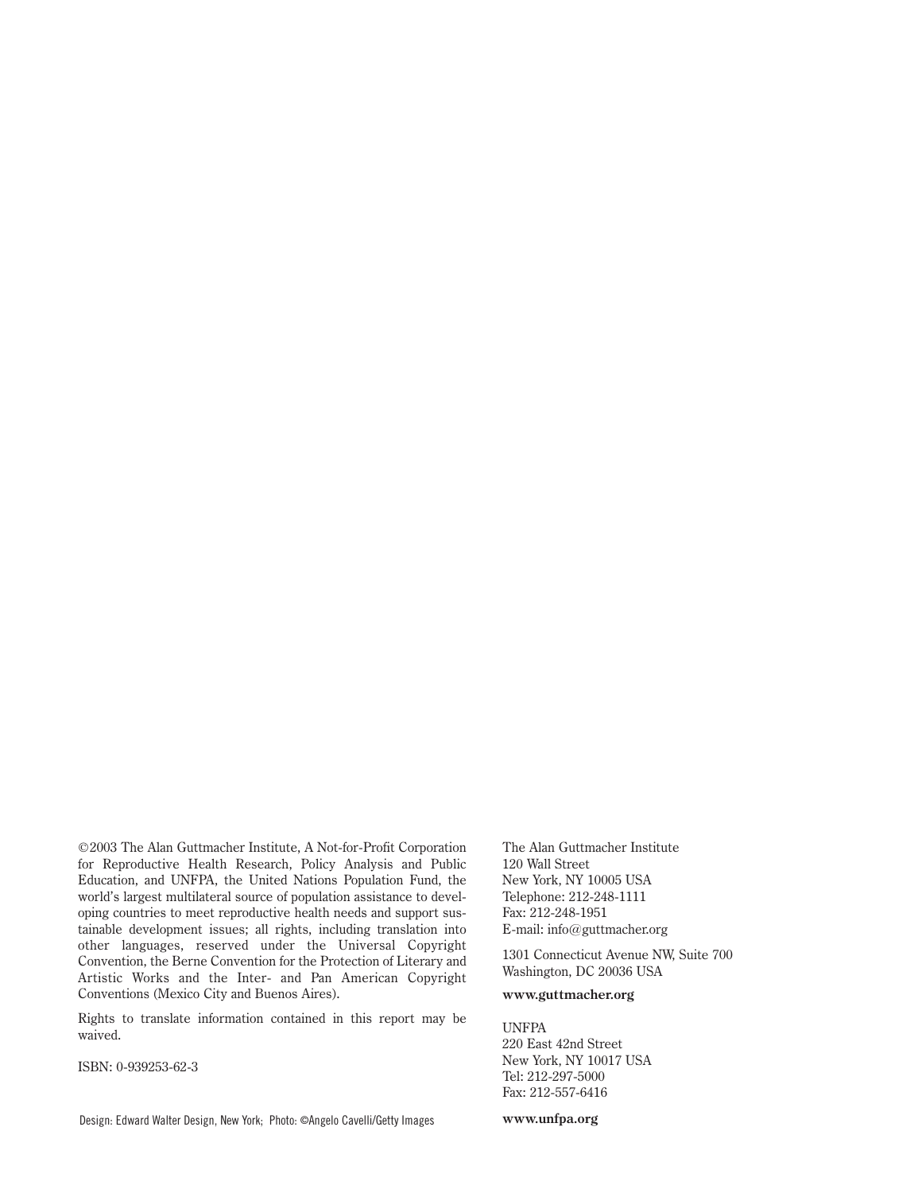©2003 The Alan Guttmacher Institute, A Not-for-Profit Corporation for Reproductive Health Research, Policy Analysis and Public Education, and UNFPA, the United Nations Population Fund, the world's largest multilateral source of population assistance to developing countries to meet reproductive health needs and support sustainable development issues; all rights, including translation into other languages, reserved under the Universal Copyright Convention, the Berne Convention for the Protection of Literary and Artistic Works and the Inter- and Pan American Copyright Conventions (Mexico City and Buenos Aires).

Rights to translate information contained in this report may be waived.

ISBN: 0-939253-62-3

Design: Edward Walter Design, New York; Photo: ©Angelo Cavelli/Getty Images

The Alan Guttmacher Institute
120 Wall Street
New York, NY 10005 USA
Telephone: 212-248-1111
Fax: 212-248-1951
E-mail: info@guttmacher.org

1301 Connecticut Avenue NW, Suite 700
Washington, DC 20036 USA

**www.guttmacher.org**

UNFPA
220 East 42nd Street
New York, NY 10017 USA
Tel: 212-297-5000
Fax: 212-557-6416

**www.unfpa.org**